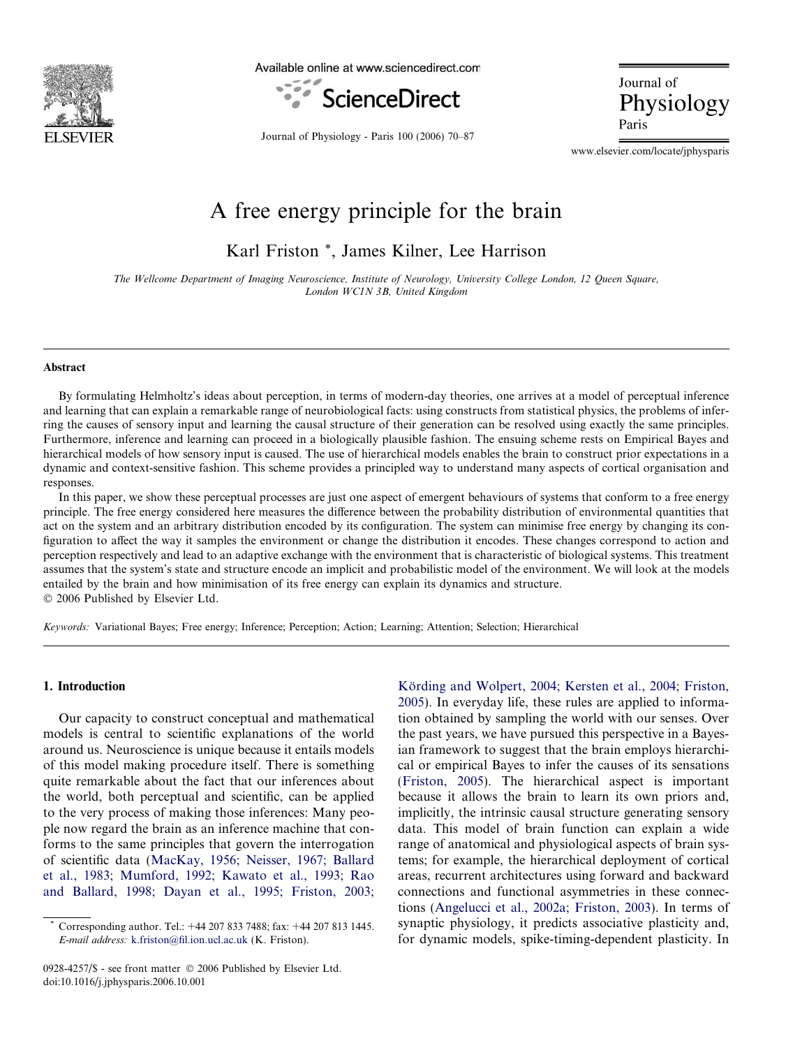# A free energy principle for the brain

Karl Friston *, James Kilner, Lee Harrison

*The Wellcome Department of Imaging Neuroscience, Institute of Neurology, University College London, 12 Queen Square, London WC1N 3B, United Kingdom*

## Abstract

By formulating Helmholtz's ideas about perception, in terms of modern-day theories, one arrives at a model of perceptual inference and learning that can explain a remarkable range of neurobiological facts: using constructs from statistical physics, the problems of inferring the causes of sensory input and learning the causal structure of their generation can be resolved using exactly the same principles. Furthermore, inference and learning can proceed in a biologically plausible fashion. The ensuing scheme rests on Empirical Bayes and hierarchical models of how sensory input is caused. The use of hierarchical models enables the brain to construct prior expectations in a dynamic and context-sensitive fashion. This scheme provides a principled way to understand many aspects of cortical organisation and responses.

In this paper, we show these perceptual processes are just one aspect of emergent behaviours of systems that conform to a free energy principle. The free energy considered here measures the difference between the probability distribution of environmental quantities that act on the system and an arbitrary distribution encoded by its configuration. The system can minimise free energy by changing its configuration to affect the way it samples the environment or change the distribution it encodes. These changes correspond to action and perception respectively and lead to an adaptive exchange with the environment that is characteristic of biological systems. This treatment assumes that the system's state and structure encode an implicit and probabilistic model of the environment. We will look at the models entailed by the brain and how minimisation of its free energy can explain its dynamics and structure.

© 2006 Published by Elsevier Ltd.

*Keywords:* Variational Bayes; Free energy; Inference; Perception; Action; Learning; Attention; Selection; Hierarchical

## 1. Introduction

Our capacity to construct conceptual and mathematical models is central to scientific explanations of the world around us. Neuroscience is unique because it entails models of this model making procedure itself. There is something quite remarkable about the fact that our inferences about the world, both perceptual and scientific, can be applied to the very process of making those inferences: Many people now regard the brain as an inference machine that conforms to the same principles that govern the interrogation of scientific data (MacKay, 1956; Neisser, 1967; Ballard et al., 1983; Mumford, 1992; Kawato et al., 1993; Rao and Ballard, 1998; Dayan et al., 1995; Friston, 2003; Körding and Wolpert, 2004; Kersten et al., 2004; Friston, 2005). In everyday life, these rules are applied to information obtained by sampling the world with our senses. Over the past years, we have pursued this perspective in a Bayesian framework to suggest that the brain employs hierarchical or empirical Bayes to infer the causes of its sensations (Friston, 2005). The hierarchical aspect is important because it allows the brain to learn its own priors and, implicitly, the intrinsic causal structure generating sensory data. This model of brain function can explain a wide range of anatomical and physiological aspects of brain systems; for example, the hierarchical deployment of cortical areas, recurrent architectures using forward and backward connections and functional asymmetries in these connections (Angelucci et al., 2002a; Friston, 2003). In terms of synaptic physiology, it predicts associative plasticity and, for dynamic models, spike-timing-dependent plasticity. In

---

* Corresponding author. Tel.: +44 207 833 7488; fax: +44 207 813 1445. *E-mail address:* k.friston@fil.ion.ucl.ac.uk (K. Friston).

0928-4257/$ - see front matter © 2006 Published by Elsevier Ltd.
doi:10.1016/j.jphysparis.2006.10.001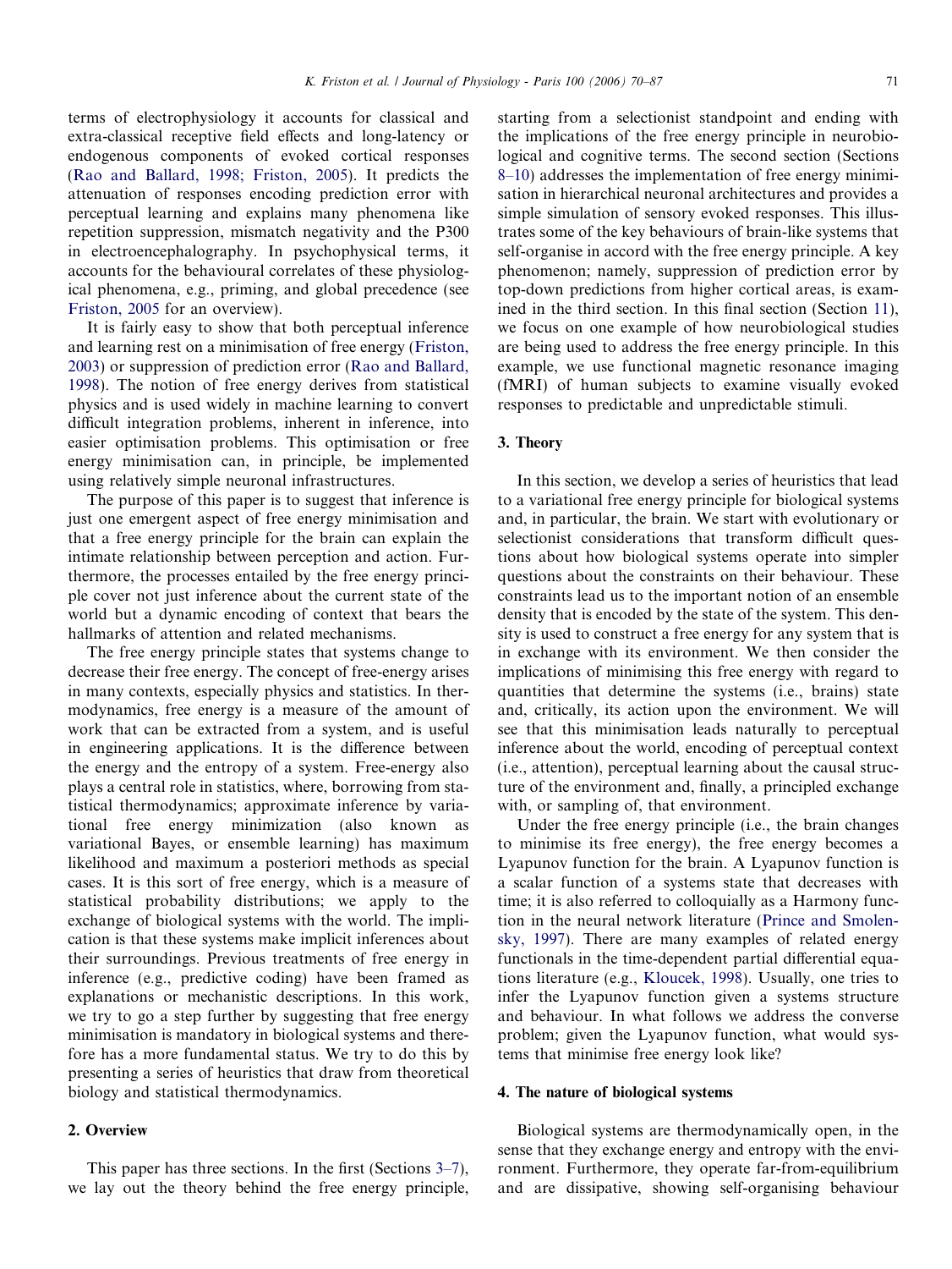terms of electrophysiology it accounts for classical and extra-classical receptive field effects and long-latency or endogenous components of evoked cortical responses (Rao and Ballard, 1998; Friston, 2005). It predicts the attenuation of responses encoding prediction error with perceptual learning and explains many phenomena like repetition suppression, mismatch negativity and the P300 in electroencephalography. In psychophysical terms, it accounts for the behavioural correlates of these physiological phenomena, e.g., priming, and global precedence (see Friston, 2005 for an overview).

It is fairly easy to show that both perceptual inference and learning rest on a minimisation of free energy (Friston, 2003) or suppression of prediction error (Rao and Ballard, 1998). The notion of free energy derives from statistical physics and is used widely in machine learning to convert difficult integration problems, inherent in inference, into easier optimisation problems. This optimisation or free energy minimisation can, in principle, be implemented using relatively simple neuronal infrastructures.

The purpose of this paper is to suggest that inference is just one emergent aspect of free energy minimisation and that a free energy principle for the brain can explain the intimate relationship between perception and action. Furthermore, the processes entailed by the free energy principle cover not just inference about the current state of the world but a dynamic encoding of context that bears the hallmarks of attention and related mechanisms.

The free energy principle states that systems change to decrease their free energy. The concept of free-energy arises in many contexts, especially physics and statistics. In thermodynamics, free energy is a measure of the amount of work that can be extracted from a system, and is useful in engineering applications. It is the difference between the energy and the entropy of a system. Free-energy also plays a central role in statistics, where, borrowing from statistical thermodynamics; approximate inference by variational free energy minimization (also known as variational Bayes, or ensemble learning) has maximum likelihood and maximum a posteriori methods as special cases. It is this sort of free energy, which is a measure of statistical probability distributions; we apply to the exchange of biological systems with the world. The implication is that these systems make implicit inferences about their surroundings. Previous treatments of free energy in inference (e.g., predictive coding) have been framed as explanations or mechanistic descriptions. In this work, we try to go a step further by suggesting that free energy minimisation is mandatory in biological systems and therefore has a more fundamental status. We try to do this by presenting a series of heuristics that draw from theoretical biology and statistical thermodynamics.

## 2. Overview

This paper has three sections. In the first (Sections 3–7), we lay out the theory behind the free energy principle, starting from a selectionist standpoint and ending with the implications of the free energy principle in neurobiological and cognitive terms. The second section (Sections 8–10) addresses the implementation of free energy minimisation in hierarchical neuronal architectures and provides a simple simulation of sensory evoked responses. This illustrates some of the key behaviours of brain-like systems that self-organise in accord with the free energy principle. A key phenomenon; namely, suppression of prediction error by top-down predictions from higher cortical areas, is examined in the third section. In this final section (Section 11), we focus on one example of how neurobiological studies are being used to address the free energy principle. In this example, we use functional magnetic resonance imaging (fMRI) of human subjects to examine visually evoked responses to predictable and unpredictable stimuli.

## 3. Theory

In this section, we develop a series of heuristics that lead to a variational free energy principle for biological systems and, in particular, the brain. We start with evolutionary or selectionist considerations that transform difficult questions about how biological systems operate into simpler questions about the constraints on their behaviour. These constraints lead us to the important notion of an ensemble density that is encoded by the state of the system. This density is used to construct a free energy for any system that is in exchange with its environment. We then consider the implications of minimising this free energy with regard to quantities that determine the systems (i.e., brains) state and, critically, its action upon the environment. We will see that this minimisation leads naturally to perceptual inference about the world, encoding of perceptual context (i.e., attention), perceptual learning about the causal structure of the environment and, finally, a principled exchange with, or sampling of, that environment.

Under the free energy principle (i.e., the brain changes to minimise its free energy), the free energy becomes a Lyapunov function for the brain. A Lyapunov function is a scalar function of a systems state that decreases with time; it is also referred to colloquially as a Harmony function in the neural network literature (Prince and Smolensky, 1997). There are many examples of related energy functionals in the time-dependent partial differential equations literature (e.g., Kloucek, 1998). Usually, one tries to infer the Lyapunov function given a systems structure and behaviour. In what follows we address the converse problem; given the Lyapunov function, what would systems that minimise free energy look like?

## 4. The nature of biological systems

Biological systems are thermodynamically open, in the sense that they exchange energy and entropy with the environment. Furthermore, they operate far-from-equilibrium and are dissipative, showing self-organising behaviour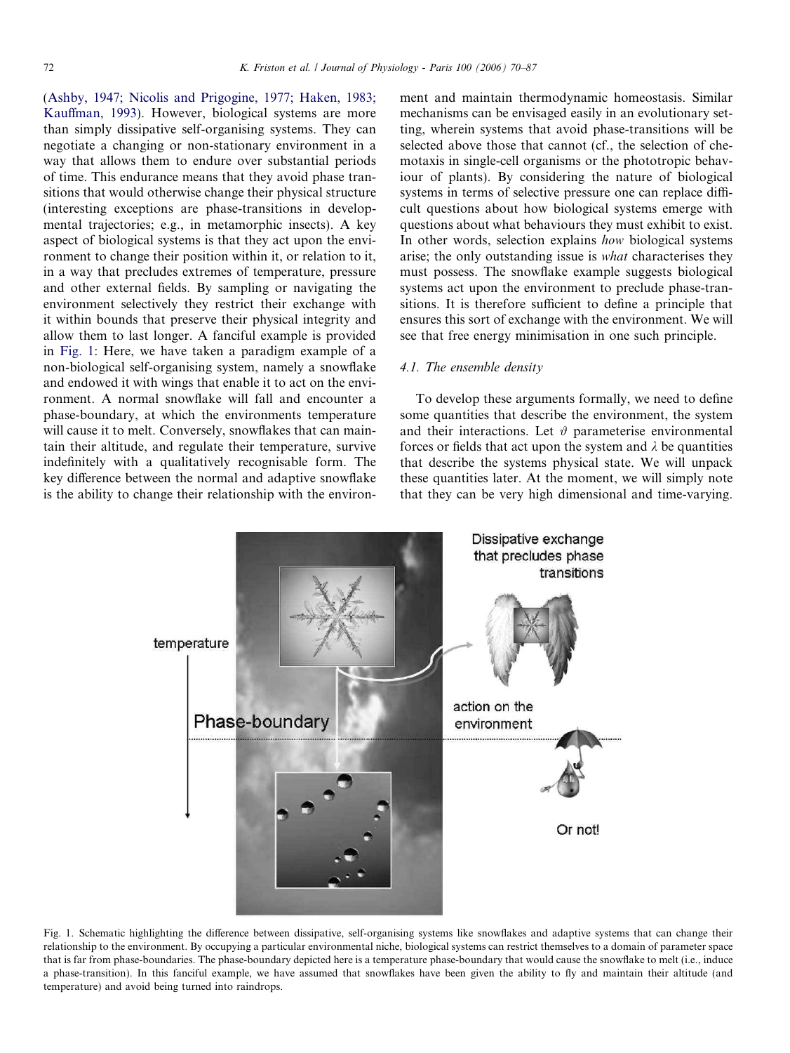(Ashby, 1947; Nicolis and Prigogine, 1977; Haken, 1983; Kauffman, 1993). However, biological systems are more than simply dissipative self-organising systems. They can negotiate a changing or non-stationary environment in a way that allows them to endure over substantial periods of time. This endurance means that they avoid phase transitions that would otherwise change their physical structure (interesting exceptions are phase-transitions in developmental trajectories; e.g., in metamorphic insects). A key aspect of biological systems is that they act upon the environment to change their position within it, or relation to it, in a way that precludes extremes of temperature, pressure and other external fields. By sampling or navigating the environment selectively they restrict their exchange with it within bounds that preserve their physical integrity and allow them to last longer. A fanciful example is provided in Fig. 1: Here, we have taken a paradigm example of a non-biological self-organising system, namely a snowflake and endowed it with wings that enable it to act on the environment. A normal snowflake will fall and encounter a phase-boundary, at which the environments temperature will cause it to melt. Conversely, snowflakes that can maintain their altitude, and regulate their temperature, survive indefinitely with a qualitatively recognisable form. The key difference between the normal and adaptive snowflake is the ability to change their relationship with the environment and maintain thermodynamic homeostasis. Similar mechanisms can be envisaged easily in an evolutionary setting, wherein systems that avoid phase-transitions will be selected above those that cannot (cf., the selection of chemotaxis in single-cell organisms or the phototropic behaviour of plants). By considering the nature of biological systems in terms of selective pressure one can replace difficult questions about how biological systems emerge with questions about what behaviours they must exhibit to exist. In other words, selection explains *how* biological systems arise; the only outstanding issue is *what* characterises they must possess. The snowflake example suggests biological systems act upon the environment to preclude phase-transitions. It is therefore sufficient to define a principle that ensures this sort of exchange with the environment. We will see that free energy minimisation in one such principle.

### 4.1. The ensemble density

To develop these arguments formally, we need to define some quantities that describe the environment, the system and their interactions. Let $\vartheta$ parameterise environmental forces or fields that act upon the system and $\lambda$ be quantities that describe the systems physical state. We will unpack these quantities later. At the moment, we will simply note that they can be very high dimensional and time-varying.

Fig. 1. Schematic highlighting the difference between dissipative, self-organising systems like snowflakes and adaptive systems that can change their relationship to the environment. By occupying a particular environmental niche, biological systems can restrict themselves to a domain of parameter space that is far from phase-boundaries. The phase-boundary depicted here is a temperature phase-boundary that would cause the snowflake to melt (i.e., induce a phase-transition). In this fanciful example, we have assumed that snowflakes have been given the ability to fly and maintain their altitude (and temperature) and avoid being turned into raindrops.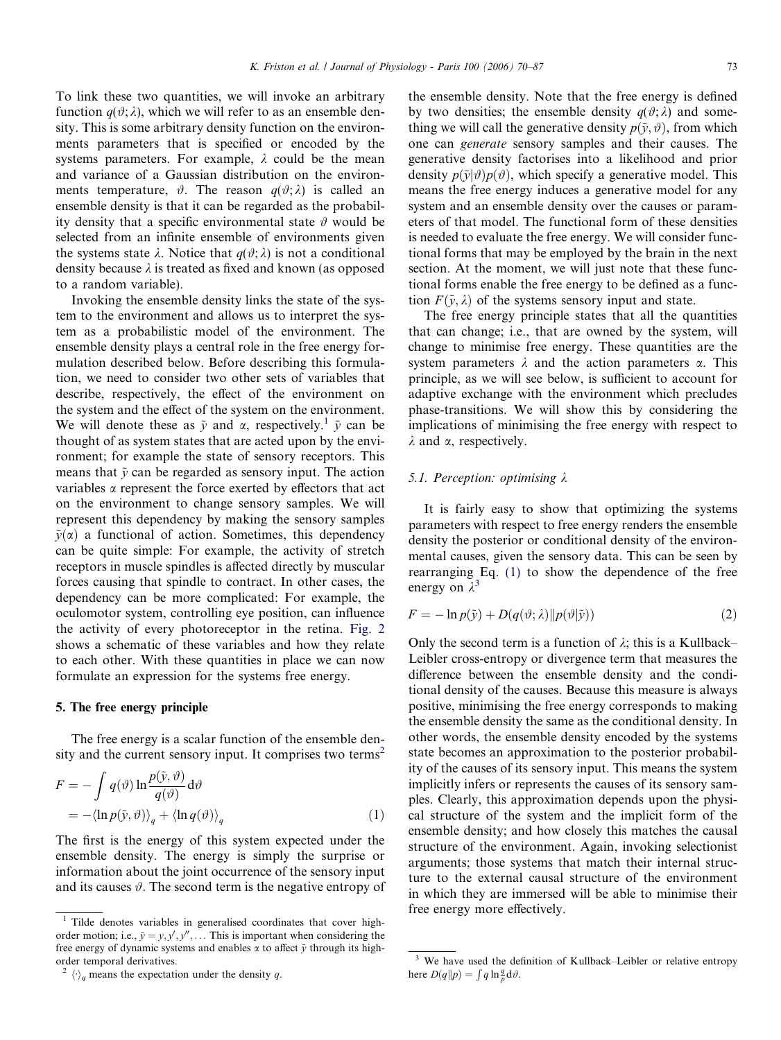To link these two quantities, we will invoke an arbitrary function $q(\vartheta;\lambda)$, which we will refer to as an ensemble density. This is some arbitrary density function on the environments parameters that is specified or encoded by the systems parameters. For example, $\lambda$ could be the mean and variance of a Gaussian distribution on the environments temperature, $\vartheta$. The reason $q(\vartheta;\lambda)$ is called an ensemble density is that it can be regarded as the probability density that a specific environmental state $\vartheta$ would be selected from an infinite ensemble of environments given the systems state $\lambda$. Notice that $q(\vartheta;\lambda)$ is not a conditional density because $\lambda$ is treated as fixed and known (as opposed to a random variable).

Invoking the ensemble density links the state of the system to the environment and allows us to interpret the system as a probabilistic model of the environment. The ensemble density plays a central role in the free energy formulation described below. Before describing this formulation, we need to consider two other sets of variables that describe, respectively, the effect of the environment on the system and the effect of the system on the environment. We will denote these as $\tilde{y}$ and $\alpha$, respectively.[1] $\tilde{y}$ can be thought of as system states that are acted upon by the environment; for example the state of sensory receptors. This means that $\tilde{y}$ can be regarded as sensory input. The action variables $\alpha$ represent the force exerted by effectors that act on the environment to change sensory samples. We will represent this dependency by making the sensory samples $\tilde{y}(\alpha)$ a functional of action. Sometimes, this dependency can be quite simple: For example, the activity of stretch receptors in muscle spindles is affected directly by muscular forces causing that spindle to contract. In other cases, the dependency can be more complicated: For example, the oculomotor system, controlling eye position, can influence the activity of every photoreceptor in the retina. Fig. 2 shows a schematic of these variables and how they relate to each other. With these quantities in place we can now formulate an expression for the systems free energy.

## 5. The free energy principle

The free energy is a scalar function of the ensemble density and the current sensory input. It comprises two terms[2]

$$F = -\int q(\vartheta)\ln\frac{p(\tilde{y},\vartheta)}{q(\vartheta)}\mathrm{d}\vartheta$$
$$= -\langle \ln p(\tilde{y},\vartheta)\rangle_q + \langle \ln q(\vartheta)\rangle_q \tag{1}$$

The first is the energy of this system expected under the ensemble density. The energy is simply the surprise or information about the joint occurrence of the sensory input and its causes $\vartheta$. The second term is the negative entropy of the ensemble density. Note that the free energy is defined by two densities; the ensemble density $q(\vartheta;\lambda)$ and something we will call the generative density $p(\tilde{y},\vartheta)$, from which one can *generate* sensory samples and their causes. The generative density factorises into a likelihood and prior density $p(\tilde{y}|\vartheta)p(\vartheta)$, which specify a generative model. This means the free energy induces a generative model for any system and an ensemble density over the causes or parameters of that model. The functional form of these densities is needed to evaluate the free energy. We will consider functional forms that may be employed by the brain in the next section. At the moment, we will just note that these functional forms enable the free energy to be defined as a function $F(\tilde{y},\lambda)$ of the systems sensory input and state.

The free energy principle states that all the quantities that can change; i.e., that are owned by the system, will change to minimise free energy. These quantities are the system parameters $\lambda$ and the action parameters $\alpha$. This principle, as we will see below, is sufficient to account for adaptive exchange with the environment which precludes phase-transitions. We will show this by considering the implications of minimising the free energy with respect to $\lambda$ and $\alpha$, respectively.

### 5.1. Perception: optimising $\lambda$

It is fairly easy to show that optimizing the systems parameters with respect to free energy renders the ensemble density the posterior or conditional density of the environmental causes, given the sensory data. This can be seen by rearranging Eq. (1) to show the dependence of the free energy on $\lambda$[3]

$$F = -\ln p(\tilde{y}) + D(q(\vartheta;\lambda)\|p(\vartheta|\tilde{y})) \tag{2}$$

Only the second term is a function of $\lambda$; this is a Kullback–Leibler cross-entropy or divergence term that measures the difference between the ensemble density and the conditional density of the causes. Because this measure is always positive, minimising the free energy corresponds to making the ensemble density the same as the conditional density. In other words, the ensemble density encoded by the systems state becomes an approximation to the posterior probability of the causes of its sensory input. This means the system implicitly infers or represents the causes of its sensory samples. Clearly, this approximation depends upon the physical structure of the system and the implicit form of the ensemble density; and how closely this matches the causal structure of the environment. Again, invoking selectionist arguments; those systems that match their internal structure to the external causal structure of the environment in which they are immersed will be able to minimise their free energy more effectively.

---

[1] Tilde denotes variables in generalised coordinates that cover high-order motion; i.e., $\tilde{y} = y, y', y'', \ldots$ This is important when considering the free energy of dynamic systems and enables $\alpha$ to affect $\tilde{y}$ through its high-order temporal derivatives.

[2] $\langle\cdot\rangle_q$ means the expectation under the density $q$.

[3] We have used the definition of Kullback–Leibler or relative entropy here $D(q\|p) = \int q \ln\frac{q}{p}\mathrm{d}\vartheta$.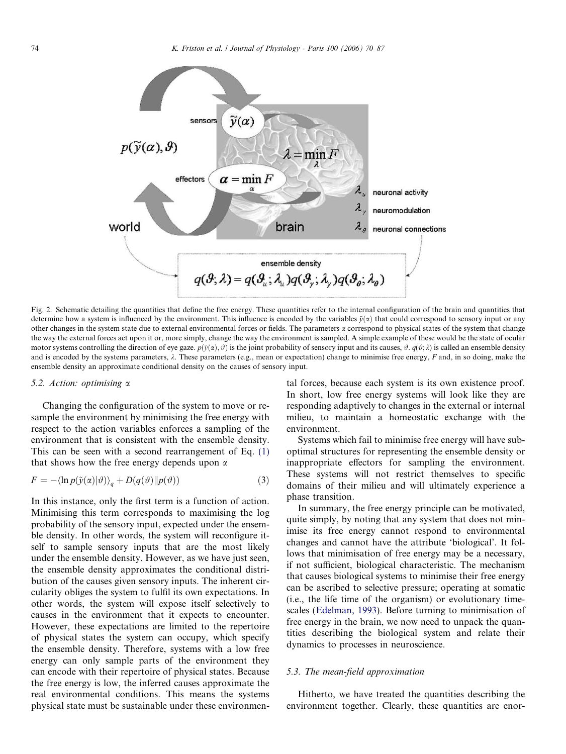sensors $\tilde{y}(\alpha)$

$p(\tilde{y}(\alpha), \vartheta)$

$\lambda = \min_{\lambda} F$

effectors $\alpha = \min_{\alpha} F$

$\lambda_u$ neuronal activity

$\lambda_\gamma$ neuromodulation

$\lambda_\theta$ neuronal connections

world

brain

ensemble density

$q(\vartheta;\lambda) = q(\vartheta_u;\lambda_u)q(\vartheta_\gamma;\lambda_\gamma)q(\vartheta_\theta;\lambda_\theta)$

Fig. 2. Schematic detailing the quantities that define the free energy. These quantities refer to the internal configuration of the brain and quantities that determine how a system is influenced by the environment. This influence is encoded by the variables $\tilde{y}(\alpha)$ that could correspond to sensory input or any other changes in the system state due to external environmental forces or fields. The parameters $\alpha$ correspond to physical states of the system that change the way the external forces act upon it or, more simply, change the way the environment is sampled. A simple example of these would be the state of ocular motor systems controlling the direction of eye gaze. $p(\tilde{y}(\alpha), \vartheta)$ is the joint probability of sensory input and its causes, $\vartheta$. $q(\vartheta; \lambda)$ is called an ensemble density and is encoded by the systems parameters, $\lambda$. These parameters (e.g., mean or expectation) change to minimise free energy, $F$ and, in so doing, make the ensemble density an approximate conditional density on the causes of sensory input.

### 5.2. Action: optimising $\alpha$

Changing the configuration of the system to move or resample the environment by minimising the free energy with respect to the action variables enforces a sampling of the environment that is consistent with the ensemble density. This can be seen with a second rearrangement of Eq. (1) that shows how the free energy depends upon $\alpha$

$$F = -\langle \ln p(\tilde{y}(\alpha)|\vartheta)\rangle_q + D(q(\vartheta)\|p(\vartheta)) \tag{3}$$

In this instance, only the first term is a function of action. Minimising this term corresponds to maximising the log probability of the sensory input, expected under the ensemble density. In other words, the system will reconfigure itself to sample sensory inputs that are the most likely under the ensemble density. However, as we have just seen, the ensemble density approximates the conditional distribution of the causes given sensory inputs. The inherent circularity obliges the system to fulfil its own expectations. In other words, the system will expose itself selectively to causes in the environment that it expects to encounter. However, these expectations are limited to the repertoire of physical states the system can occupy, which specify the ensemble density. Therefore, systems with a low free energy can only sample parts of the environment they can encode with their repertoire of physical states. Because the free energy is low, the inferred causes approximate the real environmental conditions. This means the systems physical state must be sustainable under these environmental forces, because each system is its own existence proof. In short, low free energy systems will look like they are responding adaptively to changes in the external or internal milieu, to maintain a homeostatic exchange with the environment.

Systems which fail to minimise free energy will have suboptimal structures for representing the ensemble density or inappropriate effectors for sampling the environment. These systems will not restrict themselves to specific domains of their milieu and will ultimately experience a phase transition.

In summary, the free energy principle can be motivated, quite simply, by noting that any system that does not minimise its free energy cannot respond to environmental changes and cannot have the attribute 'biological'. It follows that minimisation of free energy may be a necessary, if not sufficient, biological characteristic. The mechanism that causes biological systems to minimise their free energy can be ascribed to selective pressure; operating at somatic (i.e., the life time of the organism) or evolutionary timescales (Edelman, 1993). Before turning to minimisation of free energy in the brain, we now need to unpack the quantities describing the biological system and relate their dynamics to processes in neuroscience.

### 5.3. The mean-field approximation

Hitherto, we have treated the quantities describing the environment together. Clearly, these quantities are enor-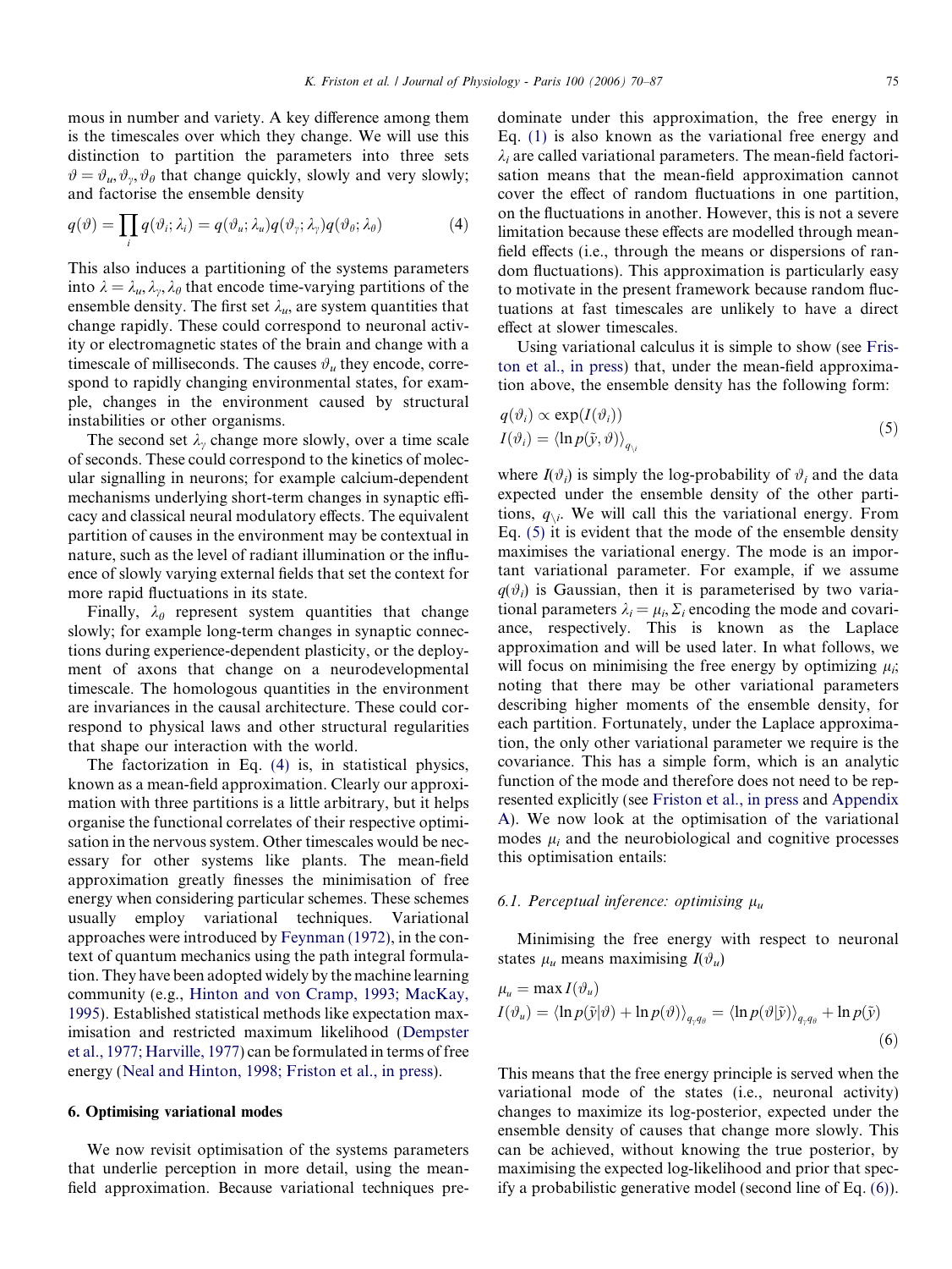mous in number and variety. A key difference among them is the timescales over which they change. We will use this distinction to partition the parameters into three sets $\vartheta = \vartheta_u, \vartheta_\gamma, \vartheta_\theta$ that change quickly, slowly and very slowly; and factorise the ensemble density

$$q(\vartheta) = \prod_i q(\vartheta_i; \lambda_i) = q(\vartheta_u; \lambda_u)q(\vartheta_\gamma; \lambda_\gamma)q(\vartheta_\theta; \lambda_\theta) \tag{4}$$

This also induces a partitioning of the systems parameters into $\lambda = \lambda_u, \lambda_\gamma, \lambda_\theta$ that encode time-varying partitions of the ensemble density. The first set $\lambda_u$, are system quantities that change rapidly. These could correspond to neuronal activity or electromagnetic states of the brain and change with a timescale of milliseconds. The causes $\vartheta_u$ they encode, correspond to rapidly changing environmental states, for example, changes in the environment caused by structural instabilities or other organisms.

The second set $\lambda_\gamma$ change more slowly, over a time scale of seconds. These could correspond to the kinetics of molecular signalling in neurons; for example calcium-dependent mechanisms underlying short-term changes in synaptic efficacy and classical neural modulatory effects. The equivalent partition of causes in the environment may be contextual in nature, such as the level of radiant illumination or the influence of slowly varying external fields that set the context for more rapid fluctuations in its state.

Finally, $\lambda_\theta$ represent system quantities that change slowly; for example long-term changes in synaptic connections during experience-dependent plasticity, or the deployment of axons that change on a neurodevelopmental timescale. The homologous quantities in the environment are invariances in the causal architecture. These could correspond to physical laws and other structural regularities that shape our interaction with the world.

The factorization in Eq. (4) is, in statistical physics, known as a mean-field approximation. Clearly our approximation with three partitions is a little arbitrary, but it helps organise the functional correlates of their respective optimisation in the nervous system. Other timescales would be necessary for other systems like plants. The mean-field approximation greatly finesses the minimisation of free energy when considering particular schemes. These schemes usually employ variational techniques. Variational approaches were introduced by Feynman (1972), in the context of quantum mechanics using the path integral formulation. They have been adopted widely by the machine learning community (e.g., Hinton and von Cramp, 1993; MacKay, 1995). Established statistical methods like expectation maximisation and restricted maximum likelihood (Dempster et al., 1977; Harville, 1977) can be formulated in terms of free energy (Neal and Hinton, 1998; Friston et al., in press).

## 6. Optimising variational modes

We now revisit optimisation of the systems parameters that underlie perception in more detail, using the mean-field approximation. Because variational techniques predominate under this approximation, the free energy in Eq. (1) is also known as the variational free energy and $\lambda_i$ are called variational parameters. The mean-field factorisation means that the mean-field approximation cannot cover the effect of random fluctuations in one partition, on the fluctuations in another. However, this is not a severe limitation because these effects are modelled through mean-field effects (i.e., through the means or dispersions of random fluctuations). This approximation is particularly easy to motivate in the present framework because random fluctuations at fast timescales are unlikely to have a direct effect at slower timescales.

Using variational calculus it is simple to show (see Friston et al., in press) that, under the mean-field approximation above, the ensemble density has the following form:

$$\begin{aligned} q(\vartheta_i) &\propto \exp(I(\vartheta_i)) \\ I(\vartheta_i) &= \langle \ln p(\tilde{y}, \vartheta) \rangle_{q_{\backslash i}} \end{aligned} \tag{5}$$

where $I(\vartheta_i)$ is simply the log-probability of $\vartheta_i$ and the data expected under the ensemble density of the other partitions, $q_{\backslash i}$. We will call this the variational energy. From Eq. (5) it is evident that the mode of the ensemble density maximises the variational energy. The mode is an important variational parameter. For example, if we assume $q(\vartheta_i)$ is Gaussian, then it is parameterised by two variational parameters $\lambda_i = \mu_i, \Sigma_i$ encoding the mode and covariance, respectively. This is known as the Laplace approximation and will be used later. In what follows, we will focus on minimising the free energy by optimizing $\mu_i$; noting that there may be other variational parameters describing higher moments of the ensemble density, for each partition. Fortunately, under the Laplace approximation, the only other variational parameter we require is the covariance. This has a simple form, which is an analytic function of the mode and therefore does not need to be represented explicitly (see Friston et al., in press and Appendix A). We now look at the optimisation of the variational modes $\mu_i$ and the neurobiological and cognitive processes this optimisation entails:

### 6.1. Perceptual inference: optimising $\mu_u$

Minimising the free energy with respect to neuronal states $\mu_u$ means maximising $I(\vartheta_u)$

$$\begin{aligned} \mu_u &= \max I(\vartheta_u) \\ I(\vartheta_u) &= \langle \ln p(\tilde{y}|\vartheta) + \ln p(\vartheta) \rangle_{q_\gamma q_\theta} = \langle \ln p(\vartheta|\tilde{y}) \rangle_{q_\gamma q_\theta} + \ln p(\tilde{y}) \end{aligned} \tag{6}$$

This means that the free energy principle is served when the variational mode of the states (i.e., neuronal activity) changes to maximize its log-posterior, expected under the ensemble density of causes that change more slowly. This can be achieved, without knowing the true posterior, by maximising the expected log-likelihood and prior that specify a probabilistic generative model (second line of Eq. (6)).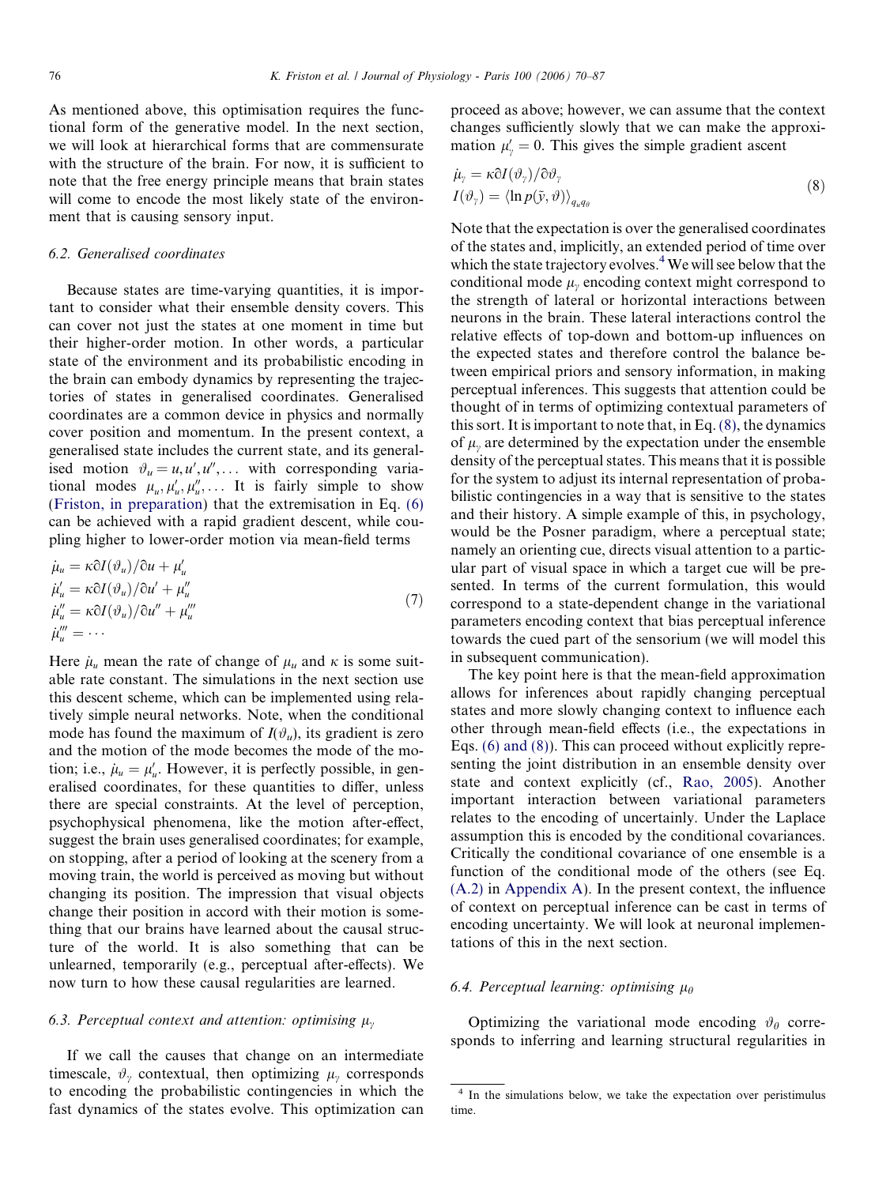As mentioned above, this optimisation requires the functional form of the generative model. In the next section, we will look at hierarchical forms that are commensurate with the structure of the brain. For now, it is sufficient to note that the free energy principle means that brain states will come to encode the most likely state of the environment that is causing sensory input.

### 6.2. Generalised coordinates

Because states are time-varying quantities, it is important to consider what their ensemble density covers. This can cover not just the states at one moment in time but their higher-order motion. In other words, a particular state of the environment and its probabilistic encoding in the brain can embody dynamics by representing the trajectories of states in generalised coordinates. Generalised coordinates are a common device in physics and normally cover position and momentum. In the present context, a generalised state includes the current state, and its generalised motion $\vartheta_u = u, u', u'', \ldots$ with corresponding variational modes $\mu_u, \mu_u', \mu_u'', \ldots$ It is fairly simple to show (Friston, in preparation) that the extremisation in Eq. (6) can be achieved with a rapid gradient descent, while coupling higher to lower-order motion via mean-field terms

$$
\begin{aligned}
\dot{\mu}_u &= \kappa \partial I(\vartheta_u)/\partial u + \mu_u' \\
\dot{\mu}_u' &= \kappa \partial I(\vartheta_u)/\partial u' + \mu_u'' \\
\dot{\mu}_u'' &= \kappa \partial I(\vartheta_u)/\partial u'' + \mu_u''' \\
\dot{\mu}_u''' &= \cdots
\end{aligned}
\tag{7}
$$

Here $\dot{\mu}_u$ mean the rate of change of $\mu_u$ and $\kappa$ is some suitable rate constant. The simulations in the next section use this descent scheme, which can be implemented using relatively simple neural networks. Note, when the conditional mode has found the maximum of $I(\vartheta_u)$, its gradient is zero and the motion of the mode becomes the mode of the motion; i.e., $\dot{\mu}_u = \mu_u'$. However, it is perfectly possible, in generalised coordinates, for these quantities to differ, unless there are special constraints. At the level of perception, psychophysical phenomena, like the motion after-effect, suggest the brain uses generalised coordinates; for example, on stopping, after a period of looking at the scenery from a moving train, the world is perceived as moving but without changing its position. The impression that visual objects change their position in accord with their motion is something that our brains have learned about the causal structure of the world. It is also something that can be unlearned, temporarily (e.g., perceptual after-effects). We now turn to how these causal regularities are learned.

### 6.3. Perceptual context and attention: optimising $\mu_\gamma$

If we call the causes that change on an intermediate timescale, $\vartheta_\gamma$ contextual, then optimizing $\mu_\gamma$ corresponds to encoding the probabilistic contingencies in which the fast dynamics of the states evolve. This optimization can proceed as above; however, we can assume that the context changes sufficiently slowly that we can make the approximation $\mu_\gamma' = 0$. This gives the simple gradient ascent

$$
\begin{aligned}
\dot{\mu}_\gamma &= \kappa \partial I(\vartheta_\gamma)/\partial \vartheta_\gamma \\
I(\vartheta_\gamma) &= \langle \ln p(\tilde{y}, \vartheta) \rangle_{q_u q_\theta}
\end{aligned}
\tag{8}
$$

Note that the expectation is over the generalised coordinates of the states and, implicitly, an extended period of time over which the state trajectory evolves.[4] We will see below that the conditional mode $\mu_\gamma$ encoding context might correspond to the strength of lateral or horizontal interactions between neurons in the brain. These lateral interactions control the relative effects of top-down and bottom-up influences on the expected states and therefore control the balance between empirical priors and sensory information, in making perceptual inferences. This suggests that attention could be thought of in terms of optimizing contextual parameters of this sort. It is important to note that, in Eq. (8), the dynamics of $\mu_\gamma$ are determined by the expectation under the ensemble density of the perceptual states. This means that it is possible for the system to adjust its internal representation of probabilistic contingencies in a way that is sensitive to the states and their history. A simple example of this, in psychology, would be the Posner paradigm, where a perceptual state; namely an orienting cue, directs visual attention to a particular part of visual space in which a target cue will be presented. In terms of the current formulation, this would correspond to a state-dependent change in the variational parameters encoding context that bias perceptual inference towards the cued part of the sensorium (we will model this in subsequent communication).

The key point here is that the mean-field approximation allows for inferences about rapidly changing perceptual states and more slowly changing context to influence each other through mean-field effects (i.e., the expectations in Eqs. (6) and (8)). This can proceed without explicitly representing the joint distribution in an ensemble density over state and context explicitly (cf., Rao, 2005). Another important interaction between variational parameters relates to the encoding of uncertainly. Under the Laplace assumption this is encoded by the conditional covariances. Critically the conditional covariance of one ensemble is a function of the conditional mode of the others (see Eq. (A.2) in Appendix A). In the present context, the influence of context on perceptual inference can be cast in terms of encoding uncertainty. We will look at neuronal implementations of this in the next section.

### 6.4. Perceptual learning: optimising $\mu_\theta$

Optimizing the variational mode encoding $\vartheta_\theta$ corresponds to inferring and learning structural regularities in

[4] In the simulations below, we take the expectation over peristimulus time.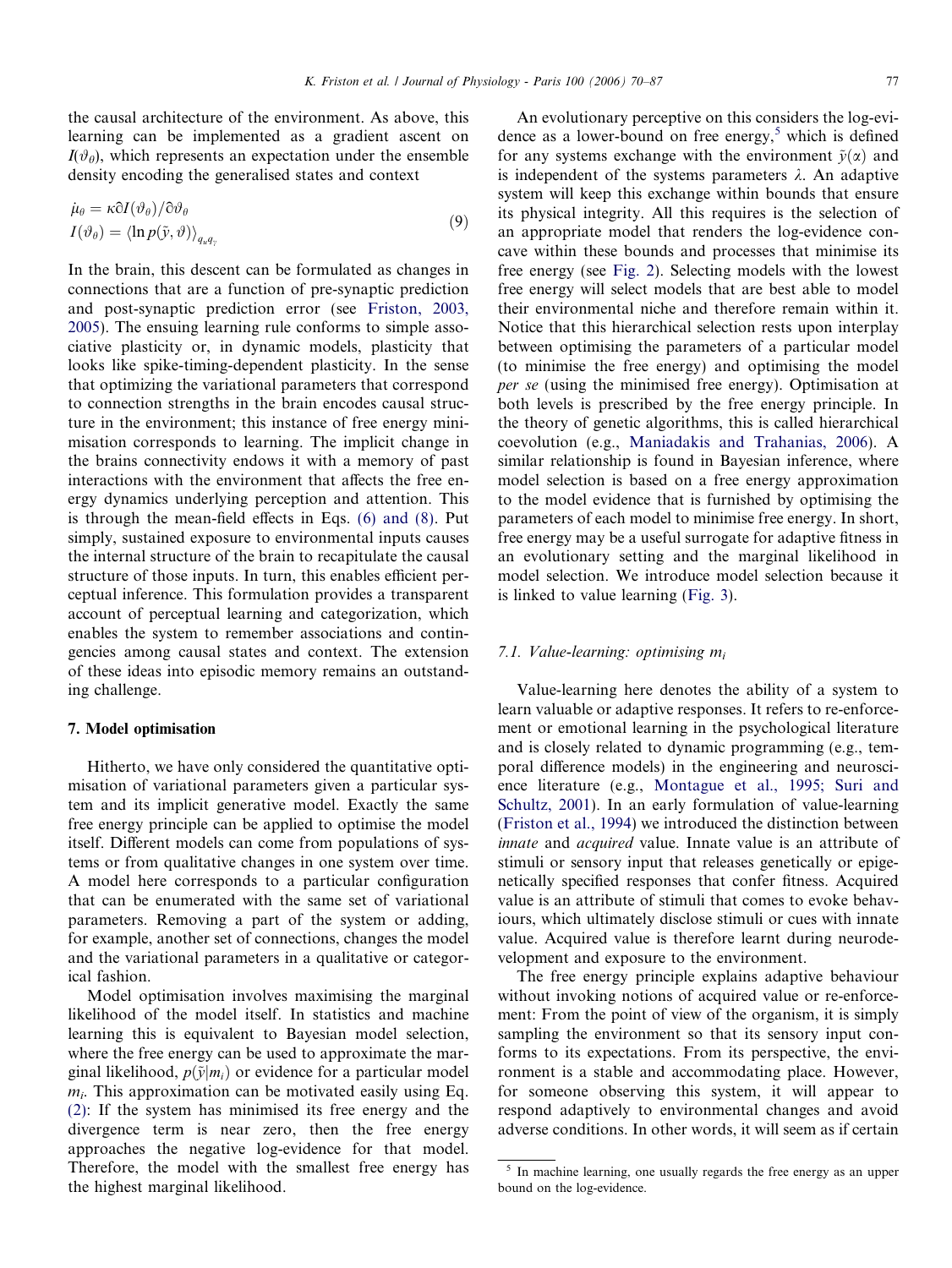the causal architecture of the environment. As above, this learning can be implemented as a gradient ascent on $I(\vartheta_\theta)$, which represents an expectation under the ensemble density encoding the generalised states and context

$$
\begin{aligned}
\dot{\mu}_\theta &= \kappa \partial I(\vartheta_\theta)/\partial \vartheta_\theta \\
I(\vartheta_\theta) &= \langle \ln p(\tilde{y}, \vartheta) \rangle_{q_u q_\gamma}
\end{aligned}
\tag{9}
$$

In the brain, this descent can be formulated as changes in connections that are a function of pre-synaptic prediction and post-synaptic prediction error (see Friston, 2003, 2005). The ensuing learning rule conforms to simple associative plasticity or, in dynamic models, plasticity that looks like spike-timing-dependent plasticity. In the sense that optimizing the variational parameters that correspond to connection strengths in the brain encodes causal structure in the environment; this instance of free energy minimisation corresponds to learning. The implicit change in the brains connectivity endows it with a memory of past interactions with the environment that affects the free energy dynamics underlying perception and attention. This is through the mean-field effects in Eqs. (6) and (8). Put simply, sustained exposure to environmental inputs causes the internal structure of the brain to recapitulate the causal structure of those inputs. In turn, this enables efficient perceptual inference. This formulation provides a transparent account of perceptual learning and categorization, which enables the system to remember associations and contingencies among causal states and context. The extension of these ideas into episodic memory remains an outstanding challenge.

## 7. Model optimisation

Hitherto, we have only considered the quantitative optimisation of variational parameters given a particular system and its implicit generative model. Exactly the same free energy principle can be applied to optimise the model itself. Different models can come from populations of systems or from qualitative changes in one system over time. A model here corresponds to a particular configuration that can be enumerated with the same set of variational parameters. Removing a part of the system or adding, for example, another set of connections, changes the model and the variational parameters in a qualitative or categorical fashion.

Model optimisation involves maximising the marginal likelihood of the model itself. In statistics and machine learning this is equivalent to Bayesian model selection, where the free energy can be used to approximate the marginal likelihood, $p(\tilde{y}|m_i)$ or evidence for a particular model $m_i$. This approximation can be motivated easily using Eq. (2): If the system has minimised its free energy and the divergence term is near zero, then the free energy approaches the negative log-evidence for that model. Therefore, the model with the smallest free energy has the highest marginal likelihood.

An evolutionary perceptive on this considers the log-evidence as a lower-bound on free energy,[5] which is defined for any systems exchange with the environment $\tilde{y}(\alpha)$ and is independent of the systems parameters $\lambda$. An adaptive system will keep this exchange within bounds that ensure its physical integrity. All this requires is the selection of an appropriate model that renders the log-evidence concave within these bounds and processes that minimise its free energy (see Fig. 2). Selecting models with the lowest free energy will select models that are best able to model their environmental niche and therefore remain within it. Notice that this hierarchical selection rests upon interplay between optimising the parameters of a particular model (to minimise the free energy) and optimising the model *per se* (using the minimised free energy). Optimisation at both levels is prescribed by the free energy principle. In the theory of genetic algorithms, this is called hierarchical coevolution (e.g., Maniadakis and Trahanias, 2006). A similar relationship is found in Bayesian inference, where model selection is based on a free energy approximation to the model evidence that is furnished by optimising the parameters of each model to minimise free energy. In short, free energy may be a useful surrogate for adaptive fitness in an evolutionary setting and the marginal likelihood in model selection. We introduce model selection because it is linked to value learning (Fig. 3).

### 7.1. Value-learning: optimising $m_i$

Value-learning here denotes the ability of a system to learn valuable or adaptive responses. It refers to re-enforcement or emotional learning in the psychological literature and is closely related to dynamic programming (e.g., temporal difference models) in the engineering and neuroscience literature (e.g., Montague et al., 1995; Suri and Schultz, 2001). In an early formulation of value-learning (Friston et al., 1994) we introduced the distinction between *innate* and *acquired* value. Innate value is an attribute of stimuli or sensory input that releases genetically or epigenetically specified responses that confer fitness. Acquired value is an attribute of stimuli that comes to evoke behaviours, which ultimately disclose stimuli or cues with innate value. Acquired value is therefore learnt during neurodevelopment and exposure to the environment.

The free energy principle explains adaptive behaviour without invoking notions of acquired value or re-enforcement: From the point of view of the organism, it is simply sampling the environment so that its sensory input conforms to its expectations. From its perspective, the environment is a stable and accommodating place. However, for someone observing this system, it will appear to respond adaptively to environmental changes and avoid adverse conditions. In other words, it will seem as if certain

[5] In machine learning, one usually regards the free energy as an upper bound on the log-evidence.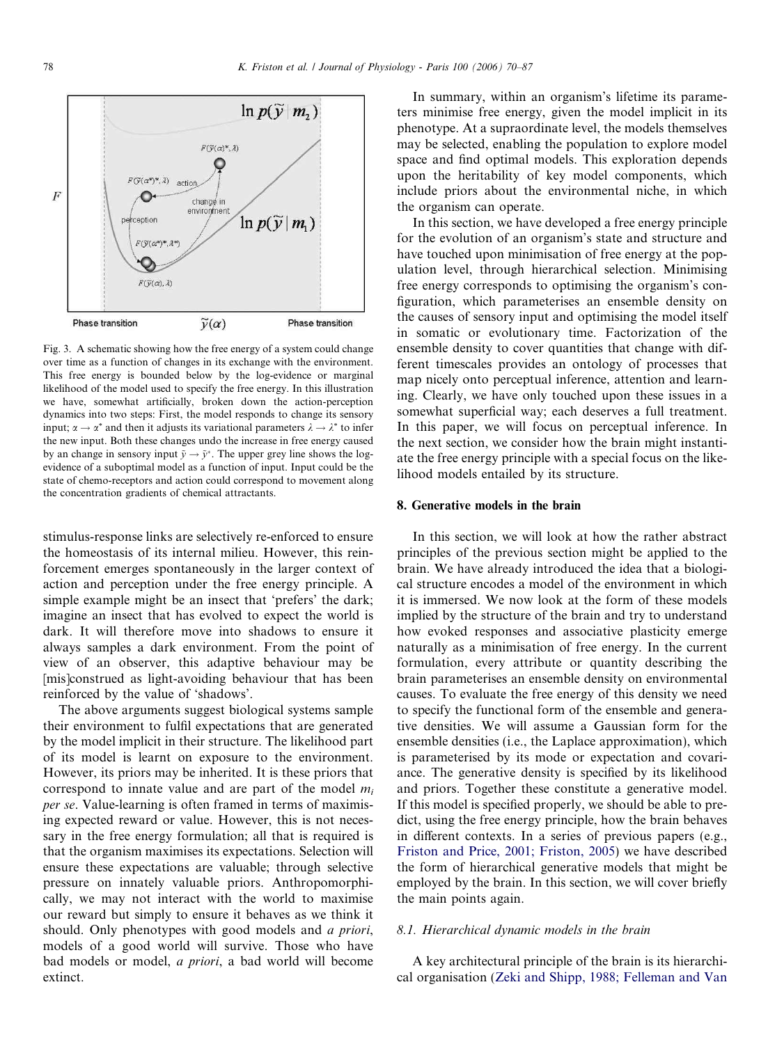Fig. 3. A schematic showing how the free energy of a system could change over time as a function of changes in its exchange with the environment. This free energy is bounded below by the log-evidence or marginal likelihood of the model used to specify the free energy. In this illustration we have, somewhat artificially, broken down the action-perception dynamics into two steps: First, the model responds to change its sensory input; $\alpha \rightarrow \alpha^*$ and then it adjusts its variational parameters $\lambda \rightarrow \lambda^*$ to infer the new input. Both these changes undo the increase in free energy caused by an change in sensory input $\tilde{y} \rightarrow \tilde{y}^*$. The upper grey line shows the log-evidence of a suboptimal model as a function of input. Input could be the state of chemo-receptors and action could correspond to movement along the concentration gradients of chemical attractants.

stimulus-response links are selectively re-enforced to ensure the homeostasis of its internal milieu. However, this reinforcement emerges spontaneously in the larger context of action and perception under the free energy principle. A simple example might be an insect that 'prefers' the dark; imagine an insect that has evolved to expect the world is dark. It will therefore move into shadows to ensure it always samples a dark environment. From the point of view of an observer, this adaptive behaviour may be [mis]construed as light-avoiding behaviour that has been reinforced by the value of 'shadows'.

The above arguments suggest biological systems sample their environment to fulfil expectations that are generated by the model implicit in their structure. The likelihood part of its model is learnt on exposure to the environment. However, its priors may be inherited. It is these priors that correspond to innate value and are part of the model $m_i$ *per se*. Value-learning is often framed in terms of maximising expected reward or value. However, this is not necessary in the free energy formulation; all that is required is that the organism maximises its expectations. Selection will ensure these expectations are valuable; through selective pressure on innately valuable priors. Anthropomorphically, we may not interact with the world to maximise our reward but simply to ensure it behaves as we think it should. Only phenotypes with good models and *a priori*, models of a good world will survive. Those who have bad models or model, *a priori*, a bad world will become extinct.

In summary, within an organism's lifetime its parameters minimise free energy, given the model implicit in its phenotype. At a supraordinate level, the models themselves may be selected, enabling the population to explore model space and find optimal models. This exploration depends upon the heritability of key model components, which include priors about the environmental niche, in which the organism can operate.

In this section, we have developed a free energy principle for the evolution of an organism's state and structure and have touched upon minimisation of free energy at the population level, through hierarchical selection. Minimising free energy corresponds to optimising the organism's configuration, which parameterises an ensemble density on the causes of sensory input and optimising the model itself in somatic or evolutionary time. Factorization of the ensemble density to cover quantities that change with different timescales provides an ontology of processes that map nicely onto perceptual inference, attention and learning. Clearly, we have only touched upon these issues in a somewhat superficial way; each deserves a full treatment. In this paper, we will focus on perceptual inference. In the next section, we consider how the brain might instantiate the free energy principle with a special focus on the likelihood models entailed by its structure.

## 8. Generative models in the brain

In this section, we will look at how the rather abstract principles of the previous section might be applied to the brain. We have already introduced the idea that a biological structure encodes a model of the environment in which it is immersed. We now look at the form of these models implied by the structure of the brain and try to understand how evoked responses and associative plasticity emerge naturally as a minimisation of free energy. In the current formulation, every attribute or quantity describing the brain parameterises an ensemble density on environmental causes. To evaluate the free energy of this density we need to specify the functional form of the ensemble and generative densities. We will assume a Gaussian form for the ensemble densities (i.e., the Laplace approximation), which is parameterised by its mode or expectation and covariance. The generative density is specified by its likelihood and priors. Together these constitute a generative model. If this model is specified properly, we should be able to predict, using the free energy principle, how the brain behaves in different contexts. In a series of previous papers (e.g., Friston and Price, 2001; Friston, 2005) we have described the form of hierarchical generative models that might be employed by the brain. In this section, we will cover briefly the main points again.

### 8.1. Hierarchical dynamic models in the brain

A key architectural principle of the brain is its hierarchical organisation (Zeki and Shipp, 1988; Felleman and Van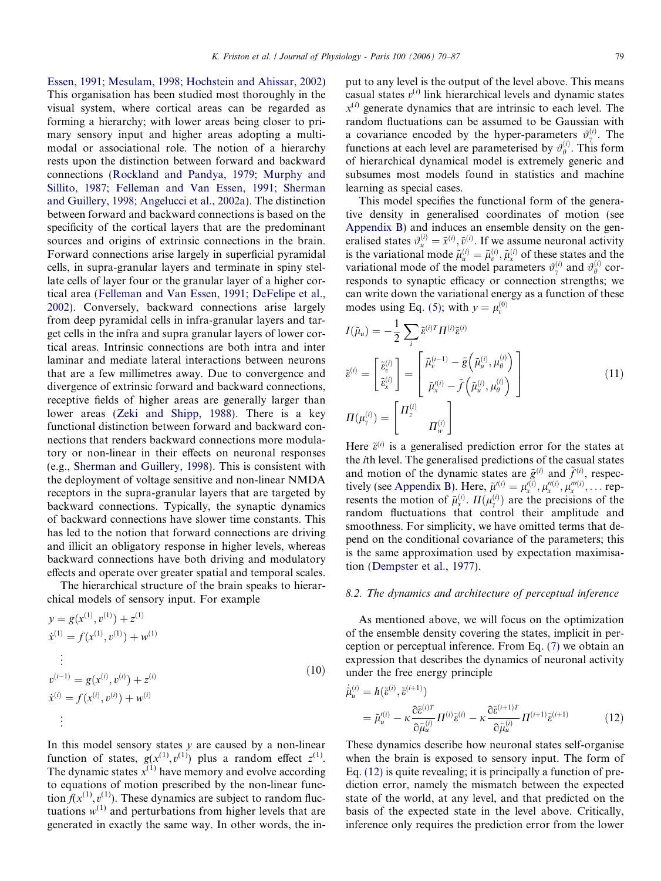Essen, 1991; Mesulam, 1998; Hochstein and Ahissar, 2002) This organisation has been studied most thoroughly in the visual system, where cortical areas can be regarded as forming a hierarchy; with lower areas being closer to primary sensory input and higher areas adopting a multimodal or associational role. The notion of a hierarchy rests upon the distinction between forward and backward connections (Rockland and Pandya, 1979; Murphy and Sillito, 1987; Felleman and Van Essen, 1991; Sherman and Guillery, 1998; Angelucci et al., 2002a). The distinction between forward and backward connections is based on the specificity of the cortical layers that are the predominant sources and origins of extrinsic connections in the brain. Forward connections arise largely in superficial pyramidal cells, in supra-granular layers and terminate in spiny stellate cells of layer four or the granular layer of a higher cortical area (Felleman and Van Essen, 1991; DeFelipe et al., 2002). Conversely, backward connections arise largely from deep pyramidal cells in infra-granular layers and target cells in the infra and supra granular layers of lower cortical areas. Intrinsic connections are both intra and inter laminar and mediate lateral interactions between neurons that are a few millimetres away. Due to convergence and divergence of extrinsic forward and backward connections, receptive fields of higher areas are generally larger than lower areas (Zeki and Shipp, 1988). There is a key functional distinction between forward and backward connections that renders backward connections more modulatory or non-linear in their effects on neuronal responses (e.g., Sherman and Guillery, 1998). This is consistent with the deployment of voltage sensitive and non-linear NMDA receptors in the supra-granular layers that are targeted by backward connections. Typically, the synaptic dynamics of backward connections have slower time constants. This has led to the notion that forward connections are driving and illicit an obligatory response in higher levels, whereas backward connections have both driving and modulatory effects and operate over greater spatial and temporal scales.

The hierarchical structure of the brain speaks to hierarchical models of sensory input. For example

$$
\begin{aligned}
y &= g(x^{(1)}, v^{(1)}) + z^{(1)} \\
\dot{x}^{(1)} &= f(x^{(1)}, v^{(1)}) + w^{(1)} \\
&\vdots \\
v^{(i-1)} &= g(x^{(i)}, v^{(i)}) + z^{(i)} \\
\dot{x}^{(i)} &= f(x^{(i)}, v^{(i)}) + w^{(i)} \\
&\vdots
\end{aligned}
\tag{10}
$$

In this model sensory states $y$ are caused by a non-linear function of states, $g(x^{(1)}, v^{(1)})$ plus a random effect $z^{(1)}$. The dynamic states $x^{(1)}$ have memory and evolve according to equations of motion prescribed by the non-linear function $f(x^{(1)}, v^{(1)})$. These dynamics are subject to random fluctuations $w^{(1)}$ and perturbations from higher levels that are generated in exactly the same way. In other words, the input to any level is the output of the level above. This means casual states $v^{(i)}$ link hierarchical levels and dynamic states $x^{(i)}$ generate dynamics that are intrinsic to each level. The random fluctuations can be assumed to be Gaussian with a covariance encoded by the hyper-parameters $\vartheta_{\gamma}^{(i)}$. The functions at each level are parameterised by $\vartheta_{\theta}^{(i)}$. This form of hierarchical dynamical model is extremely generic and subsumes most models found in statistics and machine learning as special cases.

This model specifies the functional form of the generative density in generalised coordinates of motion (see Appendix B) and induces an ensemble density on the generalised states $\vartheta_u^{(i)} = \tilde{x}^{(i)}, \tilde{v}^{(i)}$. If we assume neuronal activity is the variational mode $\tilde{\mu}_u^{(i)} = \tilde{\mu}_v^{(i)}, \tilde{\mu}_x^{(i)}$ of these states and the variational mode of the model parameters $\vartheta_{\gamma}^{(i)}$ and $\vartheta_{\theta}^{(i)}$ corresponds to synaptic efficacy or connection strengths; we can write down the variational energy as a function of these modes using Eq. (5); with $y = \mu_v^{(0)}$

$$
\begin{aligned}
I(\tilde{\mu}_u) &= -\frac{1}{2}\sum_i \tilde{\varepsilon}^{(i)T} \Pi^{(i)} \tilde{\varepsilon}^{(i)} \\
\tilde{\varepsilon}^{(i)} &= \begin{bmatrix} \tilde{\varepsilon}_v^{(i)} \\ \tilde{\varepsilon}_x^{(i)} \end{bmatrix} = \begin{bmatrix} \tilde{\mu}_v^{(i-1)} - \tilde{g}\left(\tilde{\mu}_u^{(i)}, \mu_\theta^{(i)}\right) \\ \tilde{\mu}_x^{\prime(i)} - \tilde{f}\left(\tilde{\mu}_u^{(i)}, \mu_\theta^{(i)}\right) \end{bmatrix} \\
\Pi(\mu_\gamma^{(i)}) &= \begin{bmatrix} \Pi_z^{(i)} & \\ & \Pi_w^{(i)} \end{bmatrix}
\end{aligned}
\tag{11}
$$

Here $\tilde{\varepsilon}^{(i)}$ is a generalised prediction error for the states at the $i$th level. The generalised predictions of the casual states and motion of the dynamic states are $\tilde{g}^{(i)}$ and $\tilde{f}^{(i)}$, respectively (see Appendix B). Here, $\tilde{\mu}'^{(i)} = \mu_x'^{(i)}, \mu_x''^{(i)}, \mu_x'''^{(i)}, \ldots$ represents the motion of $\tilde{\mu}_x^{(i)}$. $\Pi(\mu_\gamma^{(i)})$ are the precisions of the random fluctuations that control their amplitude and smoothness. For simplicity, we have omitted terms that depend on the conditional covariance of the parameters; this is the same approximation used by expectation maximisation (Dempster et al., 1977).

### 8.2. The dynamics and architecture of perceptual inference

As mentioned above, we will focus on the optimization of the ensemble density covering the states, implicit in perception or perceptual inference. From Eq. (7) we obtain an expression that describes the dynamics of neuronal activity under the free energy principle

$$
\begin{aligned}
\dot{\tilde{\mu}}_u^{(i)} &= h(\tilde{\varepsilon}^{(i)}, \tilde{\varepsilon}^{(i+1)}) \\
&= \tilde{\mu}_u'^{(i)} - \kappa \frac{\partial \tilde{\varepsilon}^{(i)T}}{\partial \tilde{\mu}_u^{(i)}} \Pi^{(i)} \tilde{\varepsilon}^{(i)} - \kappa \frac{\partial \tilde{\varepsilon}^{(i+1)T}}{\partial \tilde{\mu}_u^{(i)}} \Pi^{(i+1)} \tilde{\varepsilon}^{(i+1)}
\end{aligned}
\tag{12}
$$

These dynamics describe how neuronal states self-organise when the brain is exposed to sensory input. The form of Eq. (12) is quite revealing; it is principally a function of prediction error, namely the mismatch between the expected state of the world, at any level, and that predicted on the basis of the expected state in the level above. Critically, inference only requires the prediction error from the lower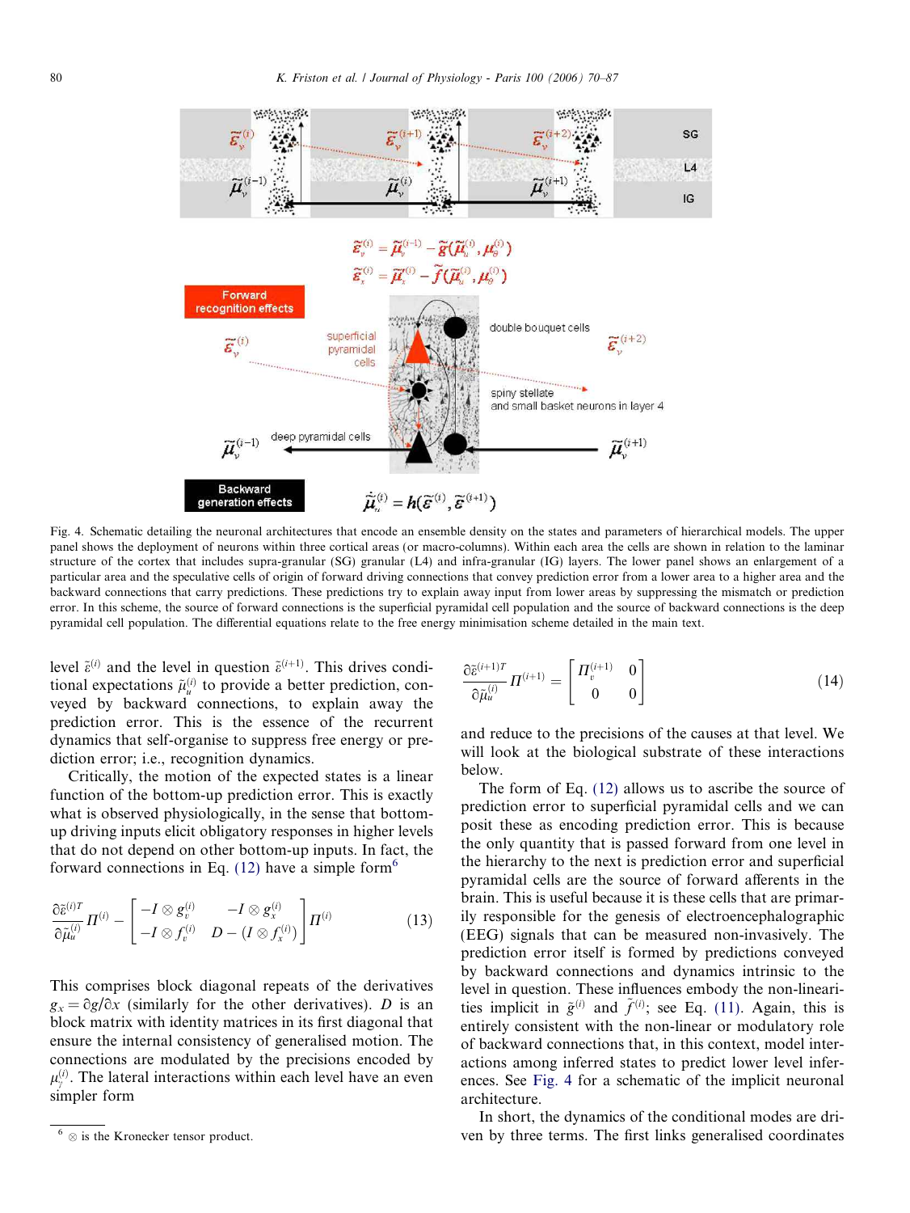Fig. 4. Schematic detailing the neuronal architectures that encode an ensemble density on the states and parameters of hierarchical models. The upper panel shows the deployment of neurons within three cortical areas (or macro-columns). Within each area the cells are shown in relation to the laminar structure of the cortex that includes supra-granular (SG) granular (L4) and infra-granular (IG) layers. The lower panel shows an enlargement of a particular area and the speculative cells of origin of forward driving connections that convey prediction error from a lower area to a higher area and the backward connections that carry predictions. These predictions try to explain away input from lower areas by suppressing the mismatch or prediction error. In this scheme, the source of forward connections is the superficial pyramidal cell population and the source of backward connections is the deep pyramidal cell population. The differential equations relate to the free energy minimisation scheme detailed in the main text.

level $\tilde{\varepsilon}^{(i)}$ and the level in question $\tilde{\varepsilon}^{(i+1)}$. This drives conditional expectations $\tilde{\mu}_u^{(i)}$ to provide a better prediction, conveyed by backward connections, to explain away the prediction error. This is the essence of the recurrent dynamics that self-organise to suppress free energy or prediction error; i.e., recognition dynamics.

Critically, the motion of the expected states is a linear function of the bottom-up prediction error. This is exactly what is observed physiologically, in the sense that bottom-up driving inputs elicit obligatory responses in higher levels that do not depend on other bottom-up inputs. In fact, the forward connections in Eq. (12) have a simple form[6]

$$\frac{\partial \tilde{\varepsilon}^{(i)T}}{\partial \tilde{\mu}_u^{(i)}} \Pi^{(i)} - \begin{bmatrix} -I \otimes g_v^{(i)} & -I \otimes g_x^{(i)} \\ -I \otimes f_v^{(i)} & D - (I \otimes f_x^{(i)}) \end{bmatrix} \Pi^{(i)} \tag{13}$$

This comprises block diagonal repeats of the derivatives $g_x = \partial g/\partial x$ (similarly for the other derivatives). $D$ is an block matrix with identity matrices in its first diagonal that ensure the internal consistency of generalised motion. The connections are modulated by the precisions encoded by $\mu_\gamma^{(i)}$. The lateral interactions within each level have an even simpler form

$$\frac{\partial \tilde{\varepsilon}^{(i+1)T}}{\partial \tilde{\mu}_u^{(i)}} \Pi^{(i+1)} = \begin{bmatrix} \Pi_v^{(i+1)} & 0 \\ 0 & 0 \end{bmatrix} \tag{14}$$

and reduce to the precisions of the causes at that level. We will look at the biological substrate of these interactions below.

The form of Eq. (12) allows us to ascribe the source of prediction error to superficial pyramidal cells and we can posit these as encoding prediction error. This is because the only quantity that is passed forward from one level in the hierarchy to the next is prediction error and superficial pyramidal cells are the source of forward afferents in the brain. This is useful because it is these cells that are primarily responsible for the genesis of electroencephalographic (EEG) signals that can be measured non-invasively. The prediction error itself is formed by predictions conveyed by backward connections and dynamics intrinsic to the level in question. These influences embody the non-linearities implicit in $\tilde{g}^{(i)}$ and $\tilde{f}^{(i)}$; see Eq. (11). Again, this is entirely consistent with the non-linear or modulatory role of backward connections that, in this context, model interactions among inferred states to predict lower level inferences. See Fig. 4 for a schematic of the implicit neuronal architecture.

In short, the dynamics of the conditional modes are driven by three terms. The first links generalised coordinates

[6] $\otimes$ is the Kronecker tensor product.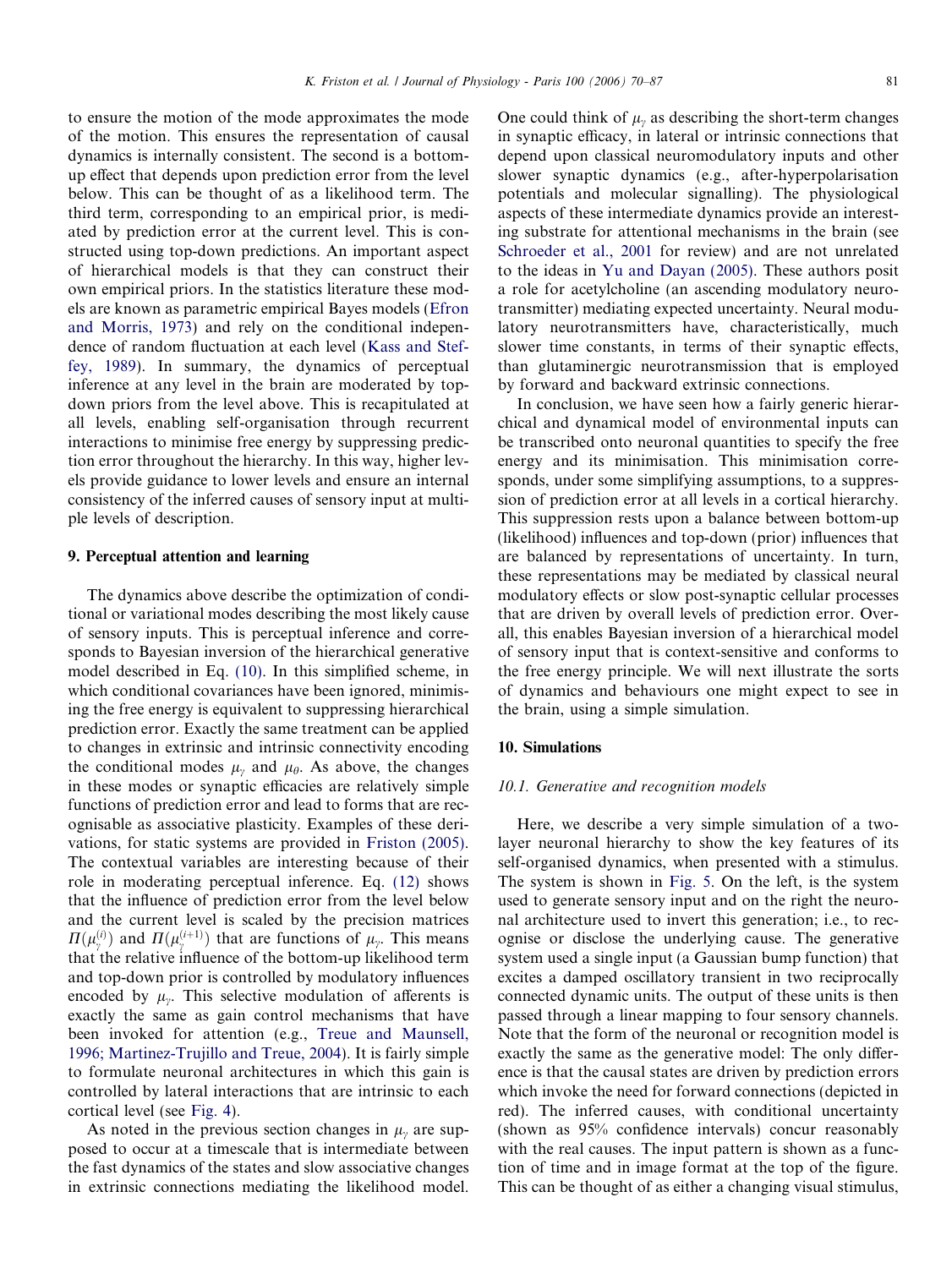to ensure the motion of the mode approximates the mode of the motion. This ensures the representation of causal dynamics is internally consistent. The second is a bottom-up effect that depends upon prediction error from the level below. This can be thought of as a likelihood term. The third term, corresponding to an empirical prior, is mediated by prediction error at the current level. This is constructed using top-down predictions. An important aspect of hierarchical models is that they can construct their own empirical priors. In the statistics literature these models are known as parametric empirical Bayes models (Efron and Morris, 1973) and rely on the conditional independence of random fluctuation at each level (Kass and Steffey, 1989). In summary, the dynamics of perceptual inference at any level in the brain are moderated by top-down priors from the level above. This is recapitulated at all levels, enabling self-organisation through recurrent interactions to minimise free energy by suppressing prediction error throughout the hierarchy. In this way, higher levels provide guidance to lower levels and ensure an internal consistency of the inferred causes of sensory input at multiple levels of description.

## 9. Perceptual attention and learning

The dynamics above describe the optimization of conditional or variational modes describing the most likely cause of sensory inputs. This is perceptual inference and corresponds to Bayesian inversion of the hierarchical generative model described in Eq. (10). In this simplified scheme, in which conditional covariances have been ignored, minimising the free energy is equivalent to suppressing hierarchical prediction error. Exactly the same treatment can be applied to changes in extrinsic and intrinsic connectivity encoding the conditional modes $\mu_\gamma$ and $\mu_\theta$. As above, the changes in these modes or synaptic efficacies are relatively simple functions of prediction error and lead to forms that are recognisable as associative plasticity. Examples of these derivations, for static systems are provided in Friston (2005). The contextual variables are interesting because of their role in moderating perceptual inference. Eq. (12) shows that the influence of prediction error from the level below and the current level is scaled by the precision matrices $\Pi(\mu_\gamma^{(i)})$ and $\Pi(\mu_\gamma^{(i+1)})$ that are functions of $\mu_\gamma$. This means that the relative influence of the bottom-up likelihood term and top-down prior is controlled by modulatory influences encoded by $\mu_\gamma$. This selective modulation of afferents is exactly the same as gain control mechanisms that have been invoked for attention (e.g., Treue and Maunsell, 1996; Martinez-Trujillo and Treue, 2004). It is fairly simple to formulate neuronal architectures in which this gain is controlled by lateral interactions that are intrinsic to each cortical level (see Fig. 4).

As noted in the previous section changes in $\mu_\gamma$ are supposed to occur at a timescale that is intermediate between the fast dynamics of the states and slow associative changes in extrinsic connections mediating the likelihood model. One could think of $\mu_\gamma$ as describing the short-term changes in synaptic efficacy, in lateral or intrinsic connections that depend upon classical neuromodulatory inputs and other slower synaptic dynamics (e.g., after-hyperpolarisation potentials and molecular signalling). The physiological aspects of these intermediate dynamics provide an interesting substrate for attentional mechanisms in the brain (see Schroeder et al., 2001 for review) and are not unrelated to the ideas in Yu and Dayan (2005). These authors posit a role for acetylcholine (an ascending modulatory neurotransmitter) mediating expected uncertainty. Neural modulatory neurotransmitters have, characteristically, much slower time constants, in terms of their synaptic effects, than glutaminergic neurotransmission that is employed by forward and backward extrinsic connections.

In conclusion, we have seen how a fairly generic hierarchical and dynamical model of environmental inputs can be transcribed onto neuronal quantities to specify the free energy and its minimisation. This minimisation corresponds, under some simplifying assumptions, to a suppression of prediction error at all levels in a cortical hierarchy. This suppression rests upon a balance between bottom-up (likelihood) influences and top-down (prior) influences that are balanced by representations of uncertainty. In turn, these representations may be mediated by classical neural modulatory effects or slow post-synaptic cellular processes that are driven by overall levels of prediction error. Overall, this enables Bayesian inversion of a hierarchical model of sensory input that is context-sensitive and conforms to the free energy principle. We will next illustrate the sorts of dynamics and behaviours one might expect to see in the brain, using a simple simulation.

## 10. Simulations

### 10.1. Generative and recognition models

Here, we describe a very simple simulation of a two-layer neuronal hierarchy to show the key features of its self-organised dynamics, when presented with a stimulus. The system is shown in Fig. 5. On the left, is the system used to generate sensory input and on the right the neuronal architecture used to invert this generation; i.e., to recognise or disclose the underlying cause. The generative system used a single input (a Gaussian bump function) that excites a damped oscillatory transient in two reciprocally connected dynamic units. The output of these units is then passed through a linear mapping to four sensory channels. Note that the form of the neuronal or recognition model is exactly the same as the generative model: The only difference is that the causal states are driven by prediction errors which invoke the need for forward connections (depicted in red). The inferred causes, with conditional uncertainty (shown as 95% confidence intervals) concur reasonably with the real causes. The input pattern is shown as a function of time and in image format at the top of the figure. This can be thought of as either a changing visual stimulus,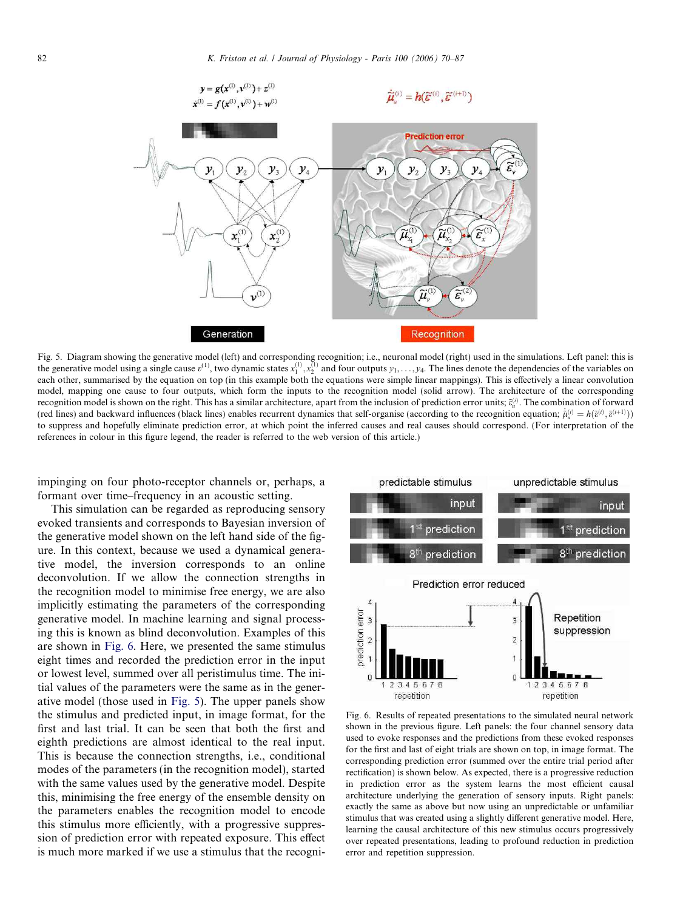$$y = g(x^{(1)}, v^{(1)}) + z^{(1)}$$
$$\dot{x}^{(1)} = f(x^{(1)}, v^{(1)}) + w^{(1)}$$

$$\dot{\tilde{\mu}}_u^{(i)} = h(\tilde{\varepsilon}^{(i)}, \tilde{\varepsilon}^{(i+1)})$$

Prediction error

Generation

Recognition

Fig. 5. Diagram showing the generative model (left) and corresponding recognition; i.e., neuronal model (right) used in the simulations. Left panel: this is the generative model using a single cause $v^{(1)}$, two dynamic states $x_1^{(1)}, x_2^{(1)}$ and four outputs $y_1, \ldots, y_4$. The lines denote the dependencies of the variables on each other, summarised by the equation on top (in this example both the equations were simple linear mappings). This is effectively a linear convolution model, mapping one cause to four outputs, which form the inputs to the recognition model (solid arrow). The architecture of the corresponding recognition model is shown on the right. This has a similar architecture, apart from the inclusion of prediction error units; $\tilde{\varepsilon}_u^{(i)}$. The combination of forward (red lines) and backward influences (black lines) enables recurrent dynamics that self-organise (according to the recognition equation; $\dot{\tilde{\mu}}_u^{(i)} = h(\tilde{\varepsilon}^{(i)}, \tilde{\varepsilon}^{(i+1)})$) to suppress and hopefully eliminate prediction error, at which point the inferred causes and real causes should correspond. (For interpretation of the references in colour in this figure legend, the reader is referred to the web version of this article.)

impinging on four photo-receptor channels or, perhaps, a formant over time–frequency in an acoustic setting.

This simulation can be regarded as reproducing sensory evoked transients and corresponds to Bayesian inversion of the generative model shown on the left hand side of the figure. In this context, because we used a dynamical generative model, the inversion corresponds to an online deconvolution. If we allow the connection strengths in the recognition model to minimise free energy, we are also implicitly estimating the parameters of the corresponding generative model. In machine learning and signal processing this is known as blind deconvolution. Examples of this are shown in Fig. 6. Here, we presented the same stimulus eight times and recorded the prediction error in the input or lowest level, summed over all peristimulus time. The initial values of the parameters were the same as in the generative model (those used in Fig. 5). The upper panels show the stimulus and predicted input, in image format, for the first and last trial. It can be seen that both the first and eighth predictions are almost identical to the real input. This is because the connection strengths, i.e., conditional modes of the parameters (in the recognition model), started with the same values used by the generative model. Despite this, minimising the free energy of the ensemble density on the parameters enables the recognition model to encode this stimulus more efficiently, with a progressive suppression of prediction error with repeated exposure. This effect is much more marked if we use a stimulus that the recogni-

predictable stimulus

unpredictable stimulus

input

1st prediction

8th prediction

Prediction error reduced

Repetition suppression

prediction error

repetition

Fig. 6. Results of repeated presentations to the simulated neural network shown in the previous figure. Left panels: the four channel sensory data used to evoke responses and the predictions from these evoked responses for the first and last of eight trials are shown on top, in image format. The corresponding prediction error (summed over the entire trial period after rectification) is shown below. As expected, there is a progressive reduction in prediction error as the system learns the most efficient causal architecture underlying the generation of sensory inputs. Right panels: exactly the same as above but now using an unpredictable or unfamiliar stimulus that was created using a slightly different generative model. Here, learning the causal architecture of this new stimulus occurs progressively over repeated presentations, leading to profound reduction in prediction error and repetition suppression.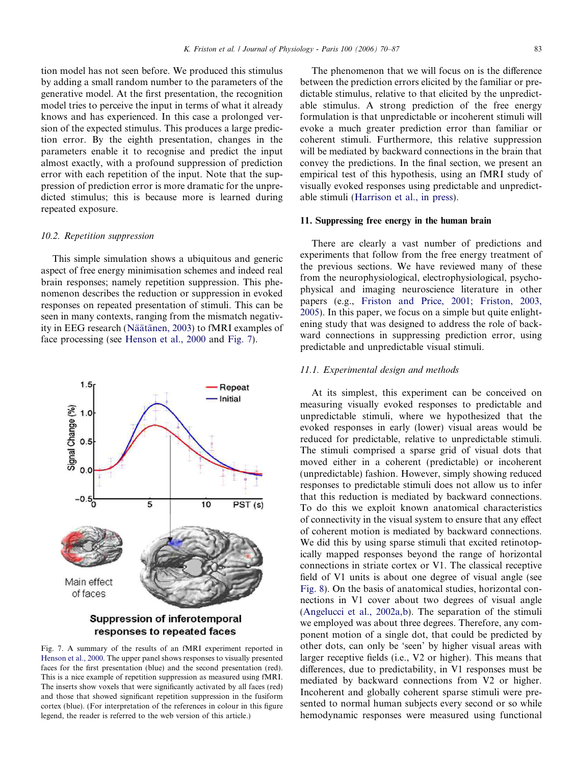tion model has not seen before. We produced this stimulus by adding a small random number to the parameters of the generative model. At the first presentation, the recognition model tries to perceive the input in terms of what it already knows and has experienced. In this case a prolonged version of the expected stimulus. This produces a large prediction error. By the eighth presentation, changes in the parameters enable it to recognise and predict the input almost exactly, with a profound suppression of prediction error with each repetition of the input. Note that the suppression of prediction error is more dramatic for the unpredicted stimulus; this is because more is learned during repeated exposure.

### *10.2. Repetition suppression*

This simple simulation shows a ubiquitous and generic aspect of free energy minimisation schemes and indeed real brain responses; namely repetition suppression. This phenomenon describes the reduction or suppression in evoked responses on repeated presentation of stimuli. This can be seen in many contexts, ranging from the mismatch negativity in EEG research (Näätänen, 2003) to fMRI examples of face processing (see Henson et al., 2000 and Fig. 7).

Fig. 7. A summary of the results of an fMRI experiment reported in Henson et al., 2000. The upper panel shows responses to visually presented faces for the first presentation (blue) and the second presentation (red). This is a nice example of repetition suppression as measured using fMRI. The inserts show voxels that were significantly activated by all faces (red) and those that showed significant repetition suppression in the fusiform cortex (blue). (For interpretation of the references in colour in this figure legend, the reader is referred to the web version of this article.)

The phenomenon that we will focus on is the difference between the prediction errors elicited by the familiar or predictable stimulus, relative to that elicited by the unpredictable stimulus. A strong prediction of the free energy formulation is that unpredictable or incoherent stimuli will evoke a much greater prediction error than familiar or coherent stimuli. Furthermore, this relative suppression will be mediated by backward connections in the brain that convey the predictions. In the final section, we present an empirical test of this hypothesis, using an fMRI study of visually evoked responses using predictable and unpredictable stimuli (Harrison et al., in press).

## 11. Suppressing free energy in the human brain

There are clearly a vast number of predictions and experiments that follow from the free energy treatment of the previous sections. We have reviewed many of these from the neurophysiological, electrophysiological, psychophysical and imaging neuroscience literature in other papers (e.g., Friston and Price, 2001; Friston, 2003, 2005). In this paper, we focus on a simple but quite enlightening study that was designed to address the role of backward connections in suppressing prediction error, using predictable and unpredictable visual stimuli.

### *11.1. Experimental design and methods*

At its simplest, this experiment can be conceived on measuring visually evoked responses to predictable and unpredictable stimuli, where we hypothesized that the evoked responses in early (lower) visual areas would be reduced for predictable, relative to unpredictable stimuli. The stimuli comprised a sparse grid of visual dots that moved either in a coherent (predictable) or incoherent (unpredictable) fashion. However, simply showing reduced responses to predictable stimuli does not allow us to infer that this reduction is mediated by backward connections. To do this we exploit known anatomical characteristics of connectivity in the visual system to ensure that any effect of coherent motion is mediated by backward connections. We did this by using sparse stimuli that excited retinotopically mapped responses beyond the range of horizontal connections in striate cortex or V1. The classical receptive field of V1 units is about one degree of visual angle (see Fig. 8). On the basis of anatomical studies, horizontal connections in V1 cover about two degrees of visual angle (Angelucci et al., 2002a,b). The separation of the stimuli we employed was about three degrees. Therefore, any component motion of a single dot, that could be predicted by other dots, can only be 'seen' by higher visual areas with larger receptive fields (i.e., V2 or higher). This means that differences, due to predictability, in V1 responses must be mediated by backward connections from V2 or higher. Incoherent and globally coherent sparse stimuli were presented to normal human subjects every second or so while hemodynamic responses were measured using functional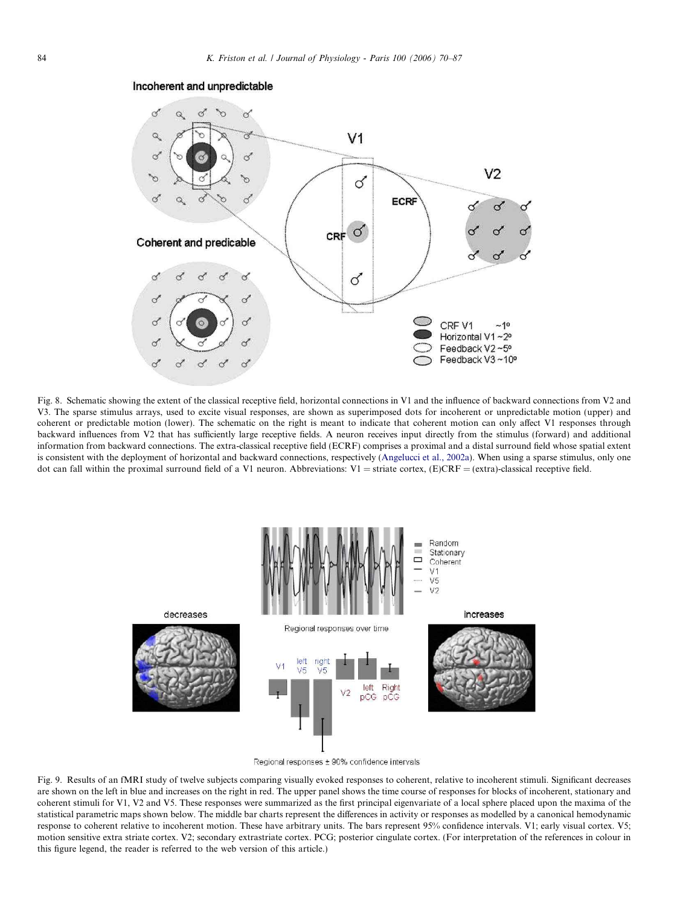Fig. 8. Schematic showing the extent of the classical receptive field, horizontal connections in V1 and the influence of backward connections from V2 and V3. The sparse stimulus arrays, used to excite visual responses, are shown as superimposed dots for incoherent or unpredictable motion (upper) and coherent or predictable motion (lower). The schematic on the right is meant to indicate that coherent motion can only affect V1 responses through backward influences from V2 that has sufficiently large receptive fields. A neuron receives input directly from the stimulus (forward) and additional information from backward connections. The extra-classical receptive field (ECRF) comprises a proximal and a distal surround field whose spatial extent is consistent with the deployment of horizontal and backward connections, respectively (Angelucci et al., 2002a). When using a sparse stimulus, only one dot can fall within the proximal surround field of a V1 neuron. Abbreviations: V1 = striate cortex, (E)CRF = (extra)-classical receptive field.

Fig. 9. Results of an fMRI study of twelve subjects comparing visually evoked responses to coherent, relative to incoherent stimuli. Significant decreases are shown on the left in blue and increases on the right in red. The upper panel shows the time course of responses for blocks of incoherent, stationary and coherent stimuli for V1, V2 and V5. These responses were summarized as the first principal eigenvariate of a local sphere placed upon the maxima of the statistical parametric maps shown below. The middle bar charts represent the differences in activity or responses as modelled by a canonical hemodynamic response to coherent relative to incoherent motion. These have arbitrary units. The bars represent 95% confidence intervals. V1; early visual cortex. V5; motion sensitive extra striate cortex. V2; secondary extrastriate cortex. PCG; posterior cingulate cortex. (For interpretation of the references in colour in this figure legend, the reader is referred to the web version of this article.)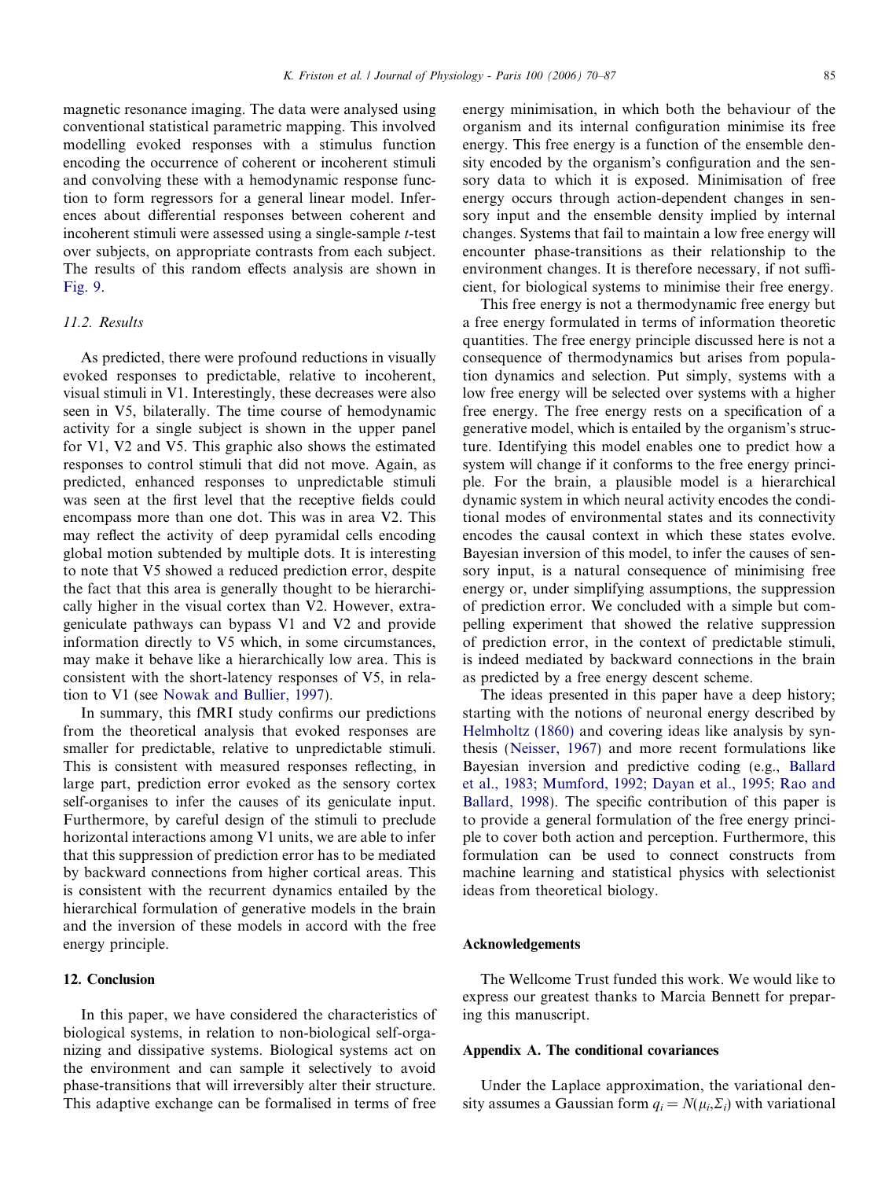magnetic resonance imaging. The data were analysed using conventional statistical parametric mapping. This involved modelling evoked responses with a stimulus function encoding the occurrence of coherent or incoherent stimuli and convolving these with a hemodynamic response function to form regressors for a general linear model. Inferences about differential responses between coherent and incoherent stimuli were assessed using a single-sample *t*-test over subjects, on appropriate contrasts from each subject. The results of this random effects analysis are shown in Fig. 9.

### *11.2. Results*

As predicted, there were profound reductions in visually evoked responses to predictable, relative to incoherent, visual stimuli in V1. Interestingly, these decreases were also seen in V5, bilaterally. The time course of hemodynamic activity for a single subject is shown in the upper panel for V1, V2 and V5. This graphic also shows the estimated responses to control stimuli that did not move. Again, as predicted, enhanced responses to unpredictable stimuli was seen at the first level that the receptive fields could encompass more than one dot. This was in area V2. This may reflect the activity of deep pyramidal cells encoding global motion subtended by multiple dots. It is interesting to note that V5 showed a reduced prediction error, despite the fact that this area is generally thought to be hierarchically higher in the visual cortex than V2. However, extra-geniculate pathways can bypass V1 and V2 and provide information directly to V5 which, in some circumstances, may make it behave like a hierarchically low area. This is consistent with the short-latency responses of V5, in relation to V1 (see Nowak and Bullier, 1997).

In summary, this fMRI study confirms our predictions from the theoretical analysis that evoked responses are smaller for predictable, relative to unpredictable stimuli. This is consistent with measured responses reflecting, in large part, prediction error evoked as the sensory cortex self-organises to infer the causes of its geniculate input. Furthermore, by careful design of the stimuli to preclude horizontal interactions among V1 units, we are able to infer that this suppression of prediction error has to be mediated by backward connections from higher cortical areas. This is consistent with the recurrent dynamics entailed by the hierarchical formulation of generative models in the brain and the inversion of these models in accord with the free energy principle.

## 12. Conclusion

In this paper, we have considered the characteristics of biological systems, in relation to non-biological self-organizing and dissipative systems. Biological systems act on the environment and can sample it selectively to avoid phase-transitions that will irreversibly alter their structure. This adaptive exchange can be formalised in terms of free energy minimisation, in which both the behaviour of the organism and its internal configuration minimise its free energy. This free energy is a function of the ensemble density encoded by the organism's configuration and the sensory data to which it is exposed. Minimisation of free energy occurs through action-dependent changes in sensory input and the ensemble density implied by internal changes. Systems that fail to maintain a low free energy will encounter phase-transitions as their relationship to the environment changes. It is therefore necessary, if not sufficient, for biological systems to minimise their free energy.

This free energy is not a thermodynamic free energy but a free energy formulated in terms of information theoretic quantities. The free energy principle discussed here is not a consequence of thermodynamics but arises from population dynamics and selection. Put simply, systems with a low free energy will be selected over systems with a higher free energy. The free energy rests on a specification of a generative model, which is entailed by the organism's structure. Identifying this model enables one to predict how a system will change if it conforms to the free energy principle. For the brain, a plausible model is a hierarchical dynamic system in which neural activity encodes the conditional modes of environmental states and its connectivity encodes the causal context in which these states evolve. Bayesian inversion of this model, to infer the causes of sensory input, is a natural consequence of minimising free energy or, under simplifying assumptions, the suppression of prediction error. We concluded with a simple but compelling experiment that showed the relative suppression of prediction error, in the context of predictable stimuli, is indeed mediated by backward connections in the brain as predicted by a free energy descent scheme.

The ideas presented in this paper have a deep history; starting with the notions of neuronal energy described by Helmholtz (1860) and covering ideas like analysis by synthesis (Neisser, 1967) and more recent formulations like Bayesian inversion and predictive coding (e.g., Ballard et al., 1983; Mumford, 1992; Dayan et al., 1995; Rao and Ballard, 1998). The specific contribution of this paper is to provide a general formulation of the free energy principle to cover both action and perception. Furthermore, this formulation can be used to connect constructs from machine learning and statistical physics with selectionist ideas from theoretical biology.

## Acknowledgements

The Wellcome Trust funded this work. We would like to express our greatest thanks to Marcia Bennett for preparing this manuscript.

## Appendix A. The conditional covariances

Under the Laplace approximation, the variational density assumes a Gaussian form $q_i = N(\mu_i, \Sigma_i)$ with variational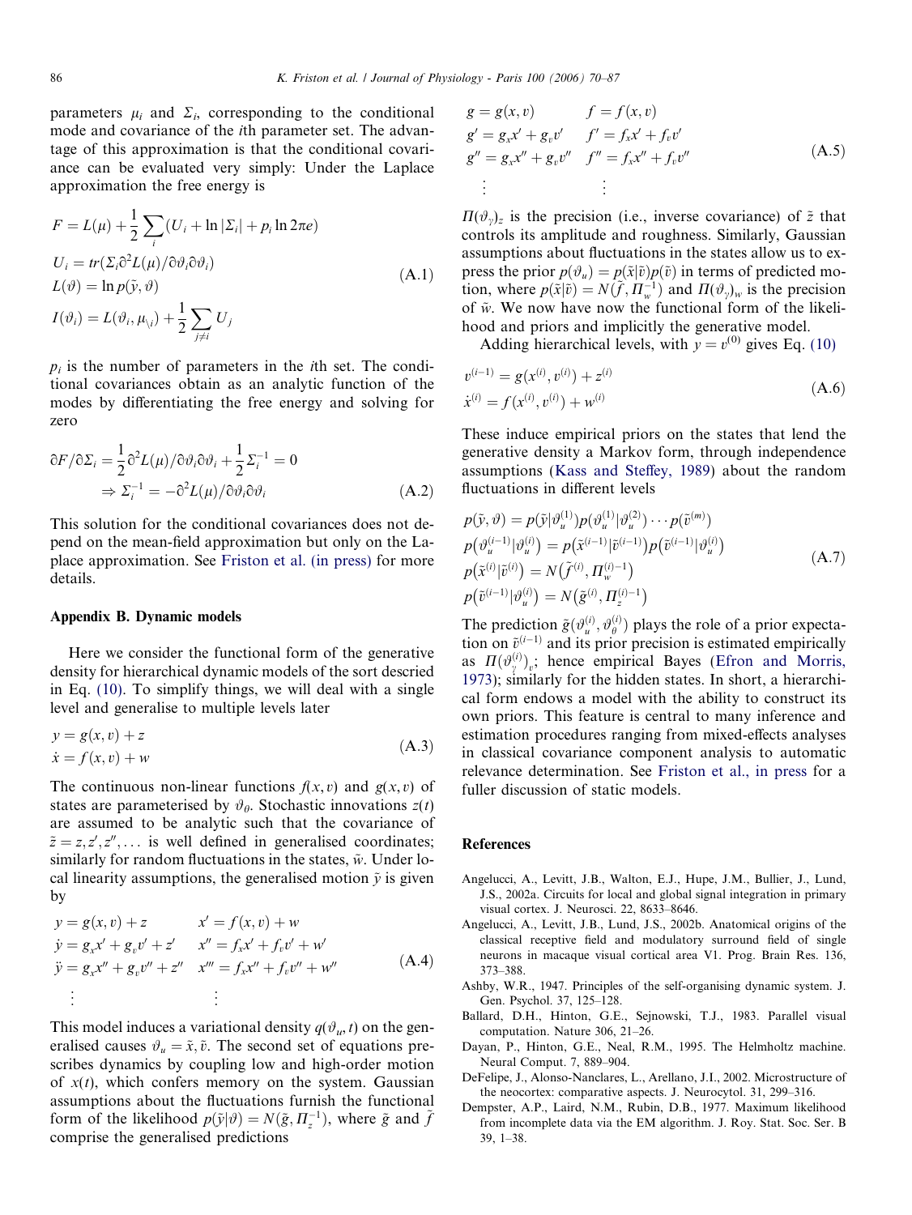parameters $\mu_i$ and $\Sigma_i$, corresponding to the conditional mode and covariance of the $i$th parameter set. The advantage of this approximation is that the conditional covariance can be evaluated very simply: Under the Laplace approximation the free energy is

$$
\begin{aligned}
F &= L(\mu) + \frac{1}{2}\sum_i (U_i + \ln|\Sigma_i| + p_i \ln 2\pi e) \\
U_i &= tr(\Sigma_i \partial^2 L(\mu)/\partial\vartheta_i\partial\vartheta_i) \\
L(\vartheta) &= \ln p(\tilde{y}, \vartheta) \\
I(\vartheta_i) &= L(\vartheta_i, \mu_{\backslash i}) + \frac{1}{2}\sum_{j\neq i} U_j
\end{aligned}
\tag{A.1}
$$

$p_i$ is the number of parameters in the $i$th set. The conditional covariances obtain as an analytic function of the modes by differentiating the free energy and solving for zero

$$
\begin{aligned}
\partial F/\partial\Sigma_i &= \frac{1}{2}\partial^2 L(\mu)/\partial\vartheta_i\partial\vartheta_i + \frac{1}{2}\Sigma_i^{-1} = 0 \\
&\Rightarrow \Sigma_i^{-1} = -\partial^2 L(\mu)/\partial\vartheta_i\partial\vartheta_i
\end{aligned}
\tag{A.2}
$$

This solution for the conditional covariances does not depend on the mean-field approximation but only on the Laplace approximation. See Friston et al. (in press) for more details.

## Appendix B. Dynamic models

Here we consider the functional form of the generative density for hierarchical dynamic models of the sort descried in Eq. (10). To simplify things, we will deal with a single level and generalise to multiple levels later

$$
\begin{aligned}
y &= g(x, v) + z \\
\dot{x} &= f(x, v) + w
\end{aligned}
\tag{A.3}
$$

The continuous non-linear functions $f(x, v)$ and $g(x, v)$ of states are parameterised by $\vartheta_\theta$. Stochastic innovations $z(t)$ are assumed to be analytic such that the covariance of $\tilde{z} = z, z', z'', \ldots$ is well defined in generalised coordinates; similarly for random fluctuations in the states, $\tilde{w}$. Under local linearity assumptions, the generalised motion $\tilde{y}$ is given by

$$
\begin{aligned}
y &= g(x, v) + z & x' &= f(x, v) + w \\
\dot{y} &= g_x x' + g_v v' + z' & x'' &= f_x x' + f_v v' + w' \\
\ddot{y} &= g_x x'' + g_v v'' + z'' & x''' &= f_x x'' + f_v v'' + w'' \\
&\vdots & &\vdots
\end{aligned}
\tag{A.4}
$$

This model induces a variational density $q(\vartheta_u, t)$ on the generalised causes $\vartheta_u = \tilde{x}, \tilde{v}$. The second set of equations prescribes dynamics by coupling low and high-order motion of $x(t)$, which confers memory on the system. Gaussian assumptions about the fluctuations furnish the functional form of the likelihood $p(\tilde{y}|\vartheta) = N(\tilde{g}, \Pi_z^{-1})$, where $\tilde{g}$ and $\tilde{f}$ comprise the generalised predictions

$$
\begin{aligned}
g &= g(x, v) & f &= f(x, v) \\
g' &= g_x x' + g_v v' & f' &= f_x x' + f_v v' \\
g'' &= g_x x'' + g_v v'' & f'' &= f_x x'' + f_v v'' \\
&\vdots & &\vdots
\end{aligned}
\tag{A.5}
$$

$\Pi(\vartheta_\gamma)_z$ is the precision (i.e., inverse covariance) of $\tilde{z}$ that controls its amplitude and roughness. Similarly, Gaussian assumptions about fluctuations in the states allow us to express the prior $p(\vartheta_u) = p(\tilde{x}|\tilde{v})p(\tilde{v})$ in terms of predicted motion, where $p(\tilde{x}|\tilde{v}) = N(\tilde{f}, \Pi_w^{-1})$ and $\Pi(\vartheta_\gamma)_w$ is the precision of $\tilde{w}$. We now have now the functional form of the likelihood and priors and implicitly the generative model.

Adding hierarchical levels, with $y = v^{(0)}$ gives Eq. (10)

$$
\begin{aligned}
v^{(i-1)} &= g(x^{(i)}, v^{(i)}) + z^{(i)} \\
\dot{x}^{(i)} &= f(x^{(i)}, v^{(i)}) + w^{(i)}
\end{aligned}
\tag{A.6}
$$

These induce empirical priors on the states that lend the generative density a Markov form, through independence assumptions (Kass and Steffey, 1989) about the random fluctuations in different levels

$$
\begin{aligned}
p(\tilde{y}, \vartheta) &= p(\tilde{y}|\vartheta_u^{(1)})p(\vartheta_u^{(1)}|\vartheta_u^{(2)})\cdots p(\tilde{v}^{(m)}) \\
p(\vartheta_u^{(i-1)}|\vartheta_u^{(i)}) &= p(\tilde{x}^{(i-1)}|\tilde{v}^{(i-1)})p(\tilde{v}^{(i-1)}|\vartheta_u^{(i)}) \\
p(\tilde{x}^{(i)}|\tilde{v}^{(i)}) &= N(\tilde{f}^{(i)}, \Pi_w^{(i)-1}) \\
p(\tilde{v}^{(i-1)}|\vartheta_u^{(i)}) &= N(\tilde{g}^{(i)}, \Pi_z^{(i)-1})
\end{aligned}
\tag{A.7}
$$

The prediction $\tilde{g}(\vartheta_u^{(i)}, \vartheta_\theta^{(i)})$ plays the role of a prior expectation on $\tilde{v}^{(i-1)}$ and its prior precision is estimated empirically as $\Pi(\vartheta_\gamma^{(i)})_v$; hence empirical Bayes (Efron and Morris, 1973); similarly for the hidden states. In short, a hierarchical form endows a model with the ability to construct its own priors. This feature is central to many inference and estimation procedures ranging from mixed-effects analyses in classical covariance component analysis to automatic relevance determination. See Friston et al., in press for a fuller discussion of static models.

## References

Angelucci, A., Levitt, J.B., Walton, E.J., Hupe, J.M., Bullier, J., Lund, J.S., 2002a. Circuits for local and global signal integration in primary visual cortex. J. Neurosci. 22, 8633–8646.

Angelucci, A., Levitt, J.B., Lund, J.S., 2002b. Anatomical origins of the classical receptive field and modulatory surround field of single neurons in macaque visual cortical area V1. Prog. Brain Res. 136, 373–388.

Ashby, W.R., 1947. Principles of the self-organising dynamic system. J. Gen. Psychol. 37, 125–128.

Ballard, D.H., Hinton, G.E., Sejnowski, T.J., 1983. Parallel visual computation. Nature 306, 21–26.

Dayan, P., Hinton, G.E., Neal, R.M., 1995. The Helmholtz machine. Neural Comput. 7, 889–904.

DeFelipe, J., Alonso-Nanclares, L., Arellano, J.I., 2002. Microstructure of the neocortex: comparative aspects. J. Neurocytol. 31, 299–316.

Dempster, A.P., Laird, N.M., Rubin, D.B., 1977. Maximum likelihood from incomplete data via the EM algorithm. J. Roy. Stat. Soc. Ser. B 39, 1–38.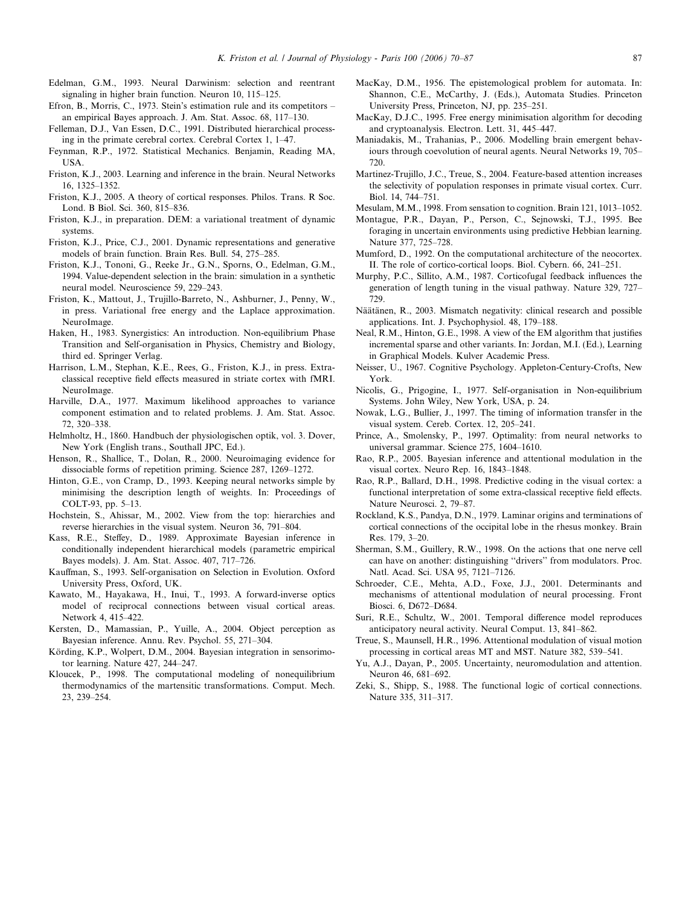Edelman, G.M., 1993. Neural Darwinism: selection and reentrant signaling in higher brain function. Neuron 10, 115–125.

Efron, B., Morris, C., 1973. Stein's estimation rule and its competitors – an empirical Bayes approach. J. Am. Stat. Assoc. 68, 117–130.

Felleman, D.J., Van Essen, D.C., 1991. Distributed hierarchical processing in the primate cerebral cortex. Cerebral Cortex 1, 1–47.

Feynman, R.P., 1972. Statistical Mechanics. Benjamin, Reading MA, USA.

Friston, K.J., 2003. Learning and inference in the brain. Neural Networks 16, 1325–1352.

Friston, K.J., 2005. A theory of cortical responses. Philos. Trans. R Soc. Lond. B Biol. Sci. 360, 815–836.

Friston, K.J., in preparation. DEM: a variational treatment of dynamic systems.

Friston, K.J., Price, C.J., 2001. Dynamic representations and generative models of brain function. Brain Res. Bull. 54, 275–285.

Friston, K.J., Tononi, G., Reeke Jr., G.N., Sporns, O., Edelman, G.M., 1994. Value-dependent selection in the brain: simulation in a synthetic neural model. Neuroscience 59, 229–243.

Friston, K., Mattout, J., Trujillo-Barreto, N., Ashburner, J., Penny, W., in press. Variational free energy and the Laplace approximation. NeuroImage.

Haken, H., 1983. Synergistics: An introduction. Non-equilibrium Phase Transition and Self-organisation in Physics, Chemistry and Biology, third ed. Springer Verlag.

Harrison, L.M., Stephan, K.E., Rees, G., Friston, K.J., in press. Extra-classical receptive field effects measured in striate cortex with fMRI. NeuroImage.

Harville, D.A., 1977. Maximum likelihood approaches to variance component estimation and to related problems. J. Am. Stat. Assoc. 72, 320–338.

Helmholtz, H., 1860. Handbuch der physiologischen optik, vol. 3. Dover, New York (English trans., Southall JPC, Ed.).

Henson, R., Shallice, T., Dolan, R., 2000. Neuroimaging evidence for dissociable forms of repetition priming. Science 287, 1269–1272.

Hinton, G.E., von Cramp, D., 1993. Keeping neural networks simple by minimising the description length of weights. In: Proceedings of COLT-93, pp. 5–13.

Hochstein, S., Ahissar, M., 2002. View from the top: hierarchies and reverse hierarchies in the visual system. Neuron 36, 791–804.

Kass, R.E., Steffey, D., 1989. Approximate Bayesian inference in conditionally independent hierarchical models (parametric empirical Bayes models). J. Am. Stat. Assoc. 407, 717–726.

Kauffman, S., 1993. Self-organisation on Selection in Evolution. Oxford University Press, Oxford, UK.

Kawato, M., Hayakawa, H., Inui, T., 1993. A forward-inverse optics model of reciprocal connections between visual cortical areas. Network 4, 415–422.

Kersten, D., Mamassian, P., Yuille, A., 2004. Object perception as Bayesian inference. Annu. Rev. Psychol. 55, 271–304.

Körding, K.P., Wolpert, D.M., 2004. Bayesian integration in sensorimotor learning. Nature 427, 244–247.

Kloucek, P., 1998. The computational modeling of nonequilibrium thermodynamics of the martensitic transformations. Comput. Mech. 23, 239–254.

MacKay, D.M., 1956. The epistemological problem for automata. In: Shannon, C.E., McCarthy, J. (Eds.), Automata Studies. Princeton University Press, Princeton, NJ, pp. 235–251.

MacKay, D.J.C., 1995. Free energy minimisation algorithm for decoding and cryptoanalysis. Electron. Lett. 31, 445–447.

Maniadakis, M., Trahanias, P., 2006. Modelling brain emergent behaviours through coevolution of neural agents. Neural Networks 19, 705–720.

Martinez-Trujillo, J.C., Treue, S., 2004. Feature-based attention increases the selectivity of population responses in primate visual cortex. Curr. Biol. 14, 744–751.

Mesulam, M.M., 1998. From sensation to cognition. Brain 121, 1013–1052.

Montague, P.R., Dayan, P., Person, C., Sejnowski, T.J., 1995. Bee foraging in uncertain environments using predictive Hebbian learning. Nature 377, 725–728.

Mumford, D., 1992. On the computational architecture of the neocortex. II. The role of cortico-cortical loops. Biol. Cybern. 66, 241–251.

Murphy, P.C., Sillito, A.M., 1987. Corticofugal feedback influences the generation of length tuning in the visual pathway. Nature 329, 727–729.

Näätänen, R., 2003. Mismatch negativity: clinical research and possible applications. Int. J. Psychophysiol. 48, 179–188.

Neal, R.M., Hinton, G.E., 1998. A view of the EM algorithm that justifies incremental sparse and other variants. In: Jordan, M.I. (Ed.), Learning in Graphical Models. Kulver Academic Press.

Neisser, U., 1967. Cognitive Psychology. Appleton-Century-Crofts, New York.

Nicolis, G., Prigogine, I., 1977. Self-organisation in Non-equilibrium Systems. John Wiley, New York, USA, p. 24.

Nowak, L.G., Bullier, J., 1997. The timing of information transfer in the visual system. Cereb. Cortex. 12, 205–241.

Prince, A., Smolensky, P., 1997. Optimality: from neural networks to universal grammar. Science 275, 1604–1610.

Rao, R.P., 2005. Bayesian inference and attentional modulation in the visual cortex. Neuro Rep. 16, 1843–1848.

Rao, R.P., Ballard, D.H., 1998. Predictive coding in the visual cortex: a functional interpretation of some extra-classical receptive field effects. Nature Neurosci. 2, 79–87.

Rockland, K.S., Pandya, D.N., 1979. Laminar origins and terminations of cortical connections of the occipital lobe in the rhesus monkey. Brain Res. 179, 3–20.

Sherman, S.M., Guillery, R.W., 1998. On the actions that one nerve cell can have on another: distinguishing "drivers" from modulators. Proc. Natl. Acad. Sci. USA 95, 7121–7126.

Schroeder, C.E., Mehta, A.D., Foxe, J.J., 2001. Determinants and mechanisms of attentional modulation of neural processing. Front Biosci. 6, D672–D684.

Suri, R.E., Schultz, W., 2001. Temporal difference model reproduces anticipatory neural activity. Neural Comput. 13, 841–862.

Treue, S., Maunsell, H.R., 1996. Attentional modulation of visual motion processing in cortical areas MT and MST. Nature 382, 539–541.

Yu, A.J., Dayan, P., 2005. Uncertainty, neuromodulation and attention. Neuron 46, 681–692.

Zeki, S., Shipp, S., 1988. The functional logic of cortical connections. Nature 335, 311–317.